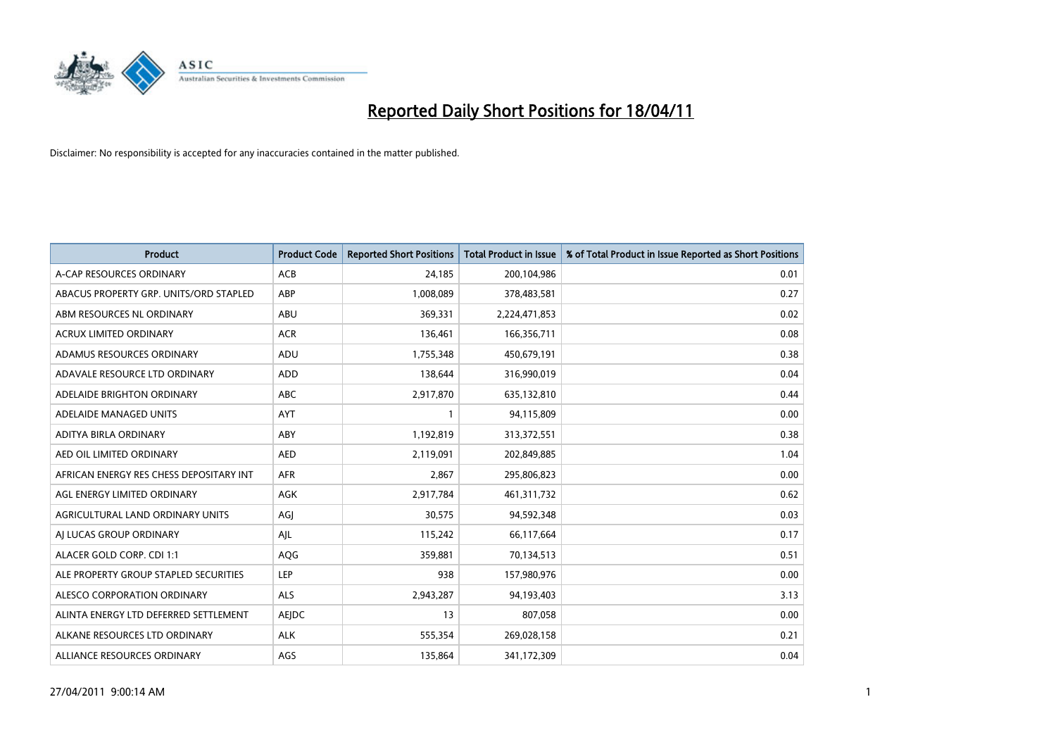# Reported Daily Short Positions for 18/04/11

Disclaimer: No responsibility is accepted for any inaccuracies contained in the matter published.

| Product | Product Code | Reported Short Positions | Total Product in Issue | % of Total Product in Issue Reported as Short Positions |
|---|---|---|---|---|
| A-CAP RESOURCES ORDINARY | ACB | 24,185 | 200,104,986 | 0.01 |
| ABACUS PROPERTY GRP. UNITS/ORD STAPLED | ABP | 1,008,089 | 378,483,581 | 0.27 |
| ABM RESOURCES NL ORDINARY | ABU | 369,331 | 2,224,471,853 | 0.02 |
| ACRUX LIMITED ORDINARY | ACR | 136,461 | 166,356,711 | 0.08 |
| ADAMUS RESOURCES ORDINARY | ADU | 1,755,348 | 450,679,191 | 0.38 |
| ADAVALE RESOURCE LTD ORDINARY | ADD | 138,644 | 316,990,019 | 0.04 |
| ADELAIDE BRIGHTON ORDINARY | ABC | 2,917,870 | 635,132,810 | 0.44 |
| ADELAIDE MANAGED UNITS | AYT | 1 | 94,115,809 | 0.00 |
| ADITYA BIRLA ORDINARY | ABY | 1,192,819 | 313,372,551 | 0.38 |
| AED OIL LIMITED ORDINARY | AED | 2,119,091 | 202,849,885 | 1.04 |
| AFRICAN ENERGY RES CHESS DEPOSITARY INT | AFR | 2,867 | 295,806,823 | 0.00 |
| AGL ENERGY LIMITED ORDINARY | AGK | 2,917,784 | 461,311,732 | 0.62 |
| AGRICULTURAL LAND ORDINARY UNITS | AGJ | 30,575 | 94,592,348 | 0.03 |
| AJ LUCAS GROUP ORDINARY | AJL | 115,242 | 66,117,664 | 0.17 |
| ALACER GOLD CORP. CDI 1:1 | AQG | 359,881 | 70,134,513 | 0.51 |
| ALE PROPERTY GROUP STAPLED SECURITIES | LEP | 938 | 157,980,976 | 0.00 |
| ALESCO CORPORATION ORDINARY | ALS | 2,943,287 | 94,193,403 | 3.13 |
| ALINTA ENERGY LTD DEFERRED SETTLEMENT | AEJDC | 13 | 807,058 | 0.00 |
| ALKANE RESOURCES LTD ORDINARY | ALK | 555,354 | 269,028,158 | 0.21 |
| ALLIANCE RESOURCES ORDINARY | AGS | 135,864 | 341,172,309 | 0.04 |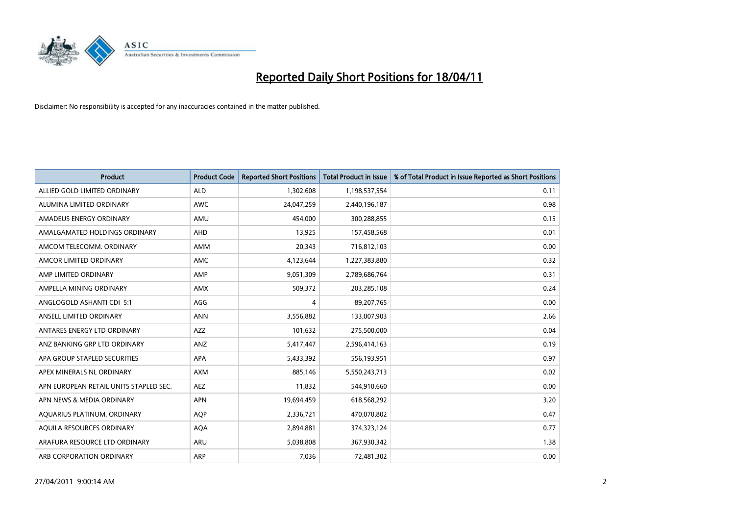# Reported Daily Short Positions for 18/04/11

Disclaimer: No responsibility is accepted for any inaccuracies contained in the matter published.

| Product | Product Code | Reported Short Positions | Total Product in Issue | % of Total Product in Issue Reported as Short Positions |
|---|---|---|---|---|
| ALLIED GOLD LIMITED ORDINARY | ALD | 1,302,608 | 1,198,537,554 | 0.11 |
| ALUMINA LIMITED ORDINARY | AWC | 24,047,259 | 2,440,196,187 | 0.98 |
| AMADEUS ENERGY ORDINARY | AMU | 454,000 | 300,288,855 | 0.15 |
| AMALGAMATED HOLDINGS ORDINARY | AHD | 13,925 | 157,458,568 | 0.01 |
| AMCOM TELECOMM. ORDINARY | AMM | 20,343 | 716,812,103 | 0.00 |
| AMCOR LIMITED ORDINARY | AMC | 4,123,644 | 1,227,383,880 | 0.32 |
| AMP LIMITED ORDINARY | AMP | 9,051,309 | 2,789,686,764 | 0.31 |
| AMPELLA MINING ORDINARY | AMX | 509,372 | 203,285,108 | 0.24 |
| ANGLOGOLD ASHANTI CDI 5:1 | AGG | 4 | 89,207,765 | 0.00 |
| ANSELL LIMITED ORDINARY | ANN | 3,556,882 | 133,007,903 | 2.66 |
| ANTARES ENERGY LTD ORDINARY | AZZ | 101,632 | 275,500,000 | 0.04 |
| ANZ BANKING GRP LTD ORDINARY | ANZ | 5,417,447 | 2,596,414,163 | 0.19 |
| APA GROUP STAPLED SECURITIES | APA | 5,433,392 | 556,193,951 | 0.97 |
| APEX MINERALS NL ORDINARY | AXM | 885,146 | 5,550,243,713 | 0.02 |
| APN EUROPEAN RETAIL UNITS STAPLED SEC. | AEZ | 11,832 | 544,910,660 | 0.00 |
| APN NEWS & MEDIA ORDINARY | APN | 19,694,459 | 618,568,292 | 3.20 |
| AQUARIUS PLATINUM. ORDINARY | AQP | 2,336,721 | 470,070,802 | 0.47 |
| AQUILA RESOURCES ORDINARY | AQA | 2,894,881 | 374,323,124 | 0.77 |
| ARAFURA RESOURCE LTD ORDINARY | ARU | 5,038,808 | 367,930,342 | 1.38 |
| ARB CORPORATION ORDINARY | ARP | 7,036 | 72,481,302 | 0.00 |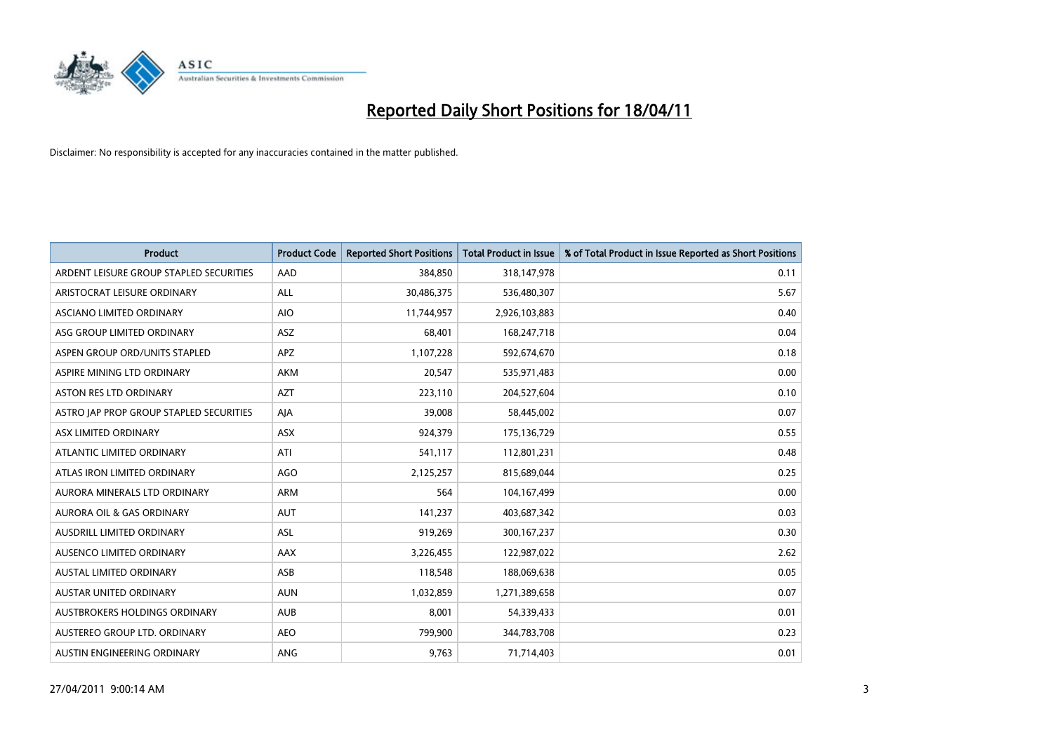# Reported Daily Short Positions for 18/04/11

Disclaimer: No responsibility is accepted for any inaccuracies contained in the matter published.

| Product | Product Code | Reported Short Positions | Total Product in Issue | % of Total Product in Issue Reported as Short Positions |
|---|---|---|---|---|
| ARDENT LEISURE GROUP STAPLED SECURITIES | AAD | 384,850 | 318,147,978 | 0.11 |
| ARISTOCRAT LEISURE ORDINARY | ALL | 30,486,375 | 536,480,307 | 5.67 |
| ASCIANO LIMITED ORDINARY | AIO | 11,744,957 | 2,926,103,883 | 0.40 |
| ASG GROUP LIMITED ORDINARY | ASZ | 68,401 | 168,247,718 | 0.04 |
| ASPEN GROUP ORD/UNITS STAPLED | APZ | 1,107,228 | 592,674,670 | 0.18 |
| ASPIRE MINING LTD ORDINARY | AKM | 20,547 | 535,971,483 | 0.00 |
| ASTON RES LTD ORDINARY | AZT | 223,110 | 204,527,604 | 0.10 |
| ASTRO JAP PROP GROUP STAPLED SECURITIES | AJA | 39,008 | 58,445,002 | 0.07 |
| ASX LIMITED ORDINARY | ASX | 924,379 | 175,136,729 | 0.55 |
| ATLANTIC LIMITED ORDINARY | ATI | 541,117 | 112,801,231 | 0.48 |
| ATLAS IRON LIMITED ORDINARY | AGO | 2,125,257 | 815,689,044 | 0.25 |
| AURORA MINERALS LTD ORDINARY | ARM | 564 | 104,167,499 | 0.00 |
| AURORA OIL & GAS ORDINARY | AUT | 141,237 | 403,687,342 | 0.03 |
| AUSDRILL LIMITED ORDINARY | ASL | 919,269 | 300,167,237 | 0.30 |
| AUSENCO LIMITED ORDINARY | AAX | 3,226,455 | 122,987,022 | 2.62 |
| AUSTAL LIMITED ORDINARY | ASB | 118,548 | 188,069,638 | 0.05 |
| AUSTAR UNITED ORDINARY | AUN | 1,032,859 | 1,271,389,658 | 0.07 |
| AUSTBROKERS HOLDINGS ORDINARY | AUB | 8,001 | 54,339,433 | 0.01 |
| AUSTEREO GROUP LTD. ORDINARY | AEO | 799,900 | 344,783,708 | 0.23 |
| AUSTIN ENGINEERING ORDINARY | ANG | 9,763 | 71,714,403 | 0.01 |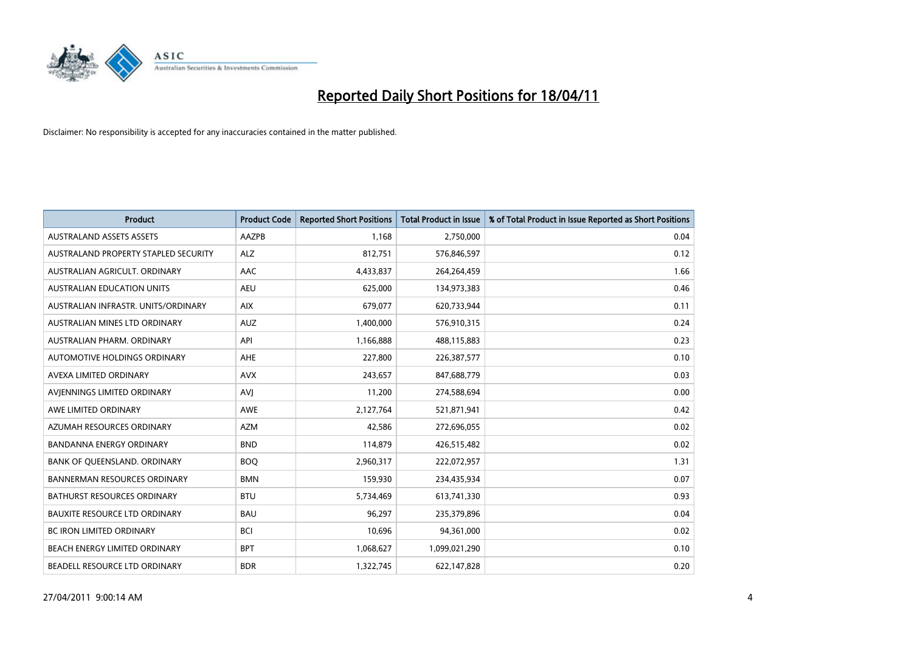# Reported Daily Short Positions for 18/04/11

Disclaimer: No responsibility is accepted for any inaccuracies contained in the matter published.

| Product | Product Code | Reported Short Positions | Total Product in Issue | % of Total Product in Issue Reported as Short Positions |
|---|---|---|---|---|
| AUSTRALAND ASSETS ASSETS | AAZPB | 1,168 | 2,750,000 | 0.04 |
| AUSTRALAND PROPERTY STAPLED SECURITY | ALZ | 812,751 | 576,846,597 | 0.12 |
| AUSTRALIAN AGRICULT. ORDINARY | AAC | 4,433,837 | 264,264,459 | 1.66 |
| AUSTRALIAN EDUCATION UNITS | AEU | 625,000 | 134,973,383 | 0.46 |
| AUSTRALIAN INFRASTR. UNITS/ORDINARY | AIX | 679,077 | 620,733,944 | 0.11 |
| AUSTRALIAN MINES LTD ORDINARY | AUZ | 1,400,000 | 576,910,315 | 0.24 |
| AUSTRALIAN PHARM. ORDINARY | API | 1,166,888 | 488,115,883 | 0.23 |
| AUTOMOTIVE HOLDINGS ORDINARY | AHE | 227,800 | 226,387,577 | 0.10 |
| AVEXA LIMITED ORDINARY | AVX | 243,657 | 847,688,779 | 0.03 |
| AVJENNINGS LIMITED ORDINARY | AVJ | 11,200 | 274,588,694 | 0.00 |
| AWE LIMITED ORDINARY | AWE | 2,127,764 | 521,871,941 | 0.42 |
| AZUMAH RESOURCES ORDINARY | AZM | 42,586 | 272,696,055 | 0.02 |
| BANDANNA ENERGY ORDINARY | BND | 114,879 | 426,515,482 | 0.02 |
| BANK OF QUEENSLAND. ORDINARY | BOQ | 2,960,317 | 222,072,957 | 1.31 |
| BANNERMAN RESOURCES ORDINARY | BMN | 159,930 | 234,435,934 | 0.07 |
| BATHURST RESOURCES ORDINARY | BTU | 5,734,469 | 613,741,330 | 0.93 |
| BAUXITE RESOURCE LTD ORDINARY | BAU | 96,297 | 235,379,896 | 0.04 |
| BC IRON LIMITED ORDINARY | BCI | 10,696 | 94,361,000 | 0.02 |
| BEACH ENERGY LIMITED ORDINARY | BPT | 1,068,627 | 1,099,021,290 | 0.10 |
| BEADELL RESOURCE LTD ORDINARY | BDR | 1,322,745 | 622,147,828 | 0.20 |

27/04/2011 9:00:14 AM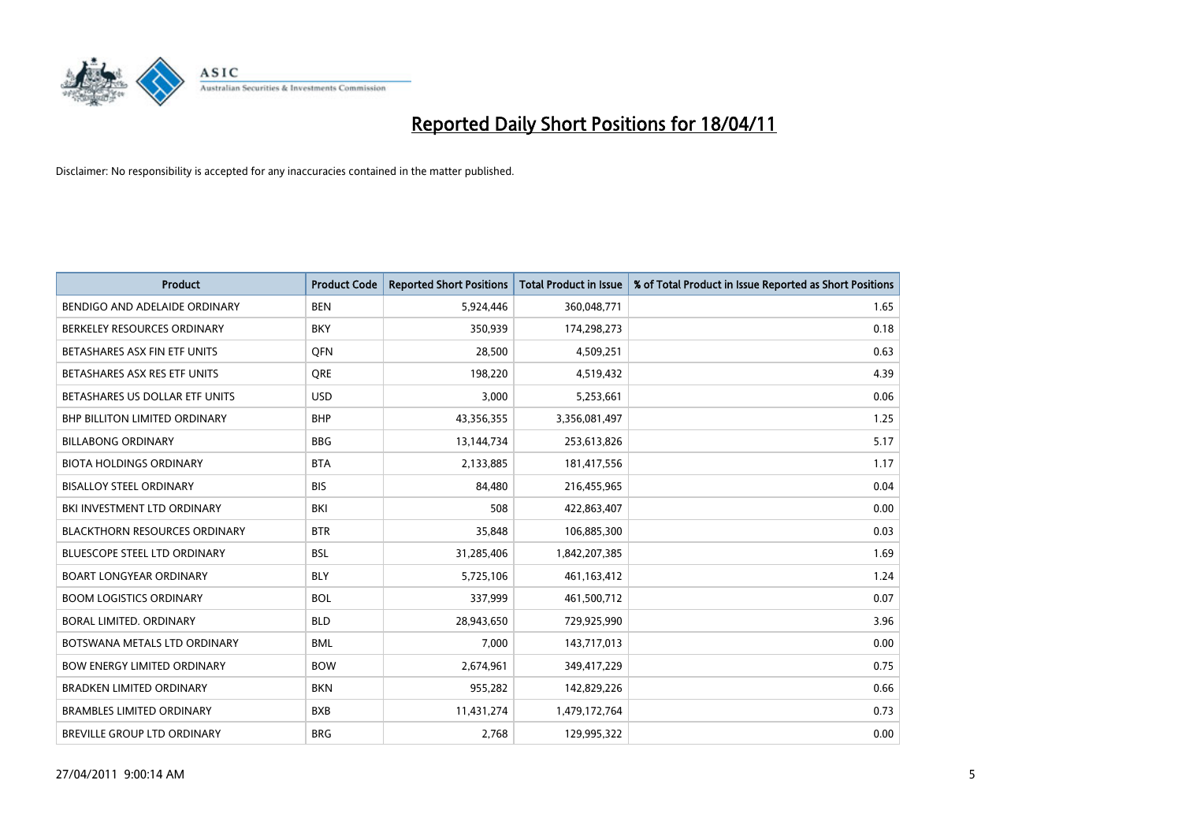# Reported Daily Short Positions for 18/04/11

Disclaimer: No responsibility is accepted for any inaccuracies contained in the matter published.

| Product | Product Code | Reported Short Positions | Total Product in Issue | % of Total Product in Issue Reported as Short Positions |
|---|---|---|---|---|
| BENDIGO AND ADELAIDE ORDINARY | BEN | 5,924,446 | 360,048,771 | 1.65 |
| BERKELEY RESOURCES ORDINARY | BKY | 350,939 | 174,298,273 | 0.18 |
| BETASHARES ASX FIN ETF UNITS | QFN | 28,500 | 4,509,251 | 0.63 |
| BETASHARES ASX RES ETF UNITS | QRE | 198,220 | 4,519,432 | 4.39 |
| BETASHARES US DOLLAR ETF UNITS | USD | 3,000 | 5,253,661 | 0.06 |
| BHP BILLITON LIMITED ORDINARY | BHP | 43,356,355 | 3,356,081,497 | 1.25 |
| BILLABONG ORDINARY | BBG | 13,144,734 | 253,613,826 | 5.17 |
| BIOTA HOLDINGS ORDINARY | BTA | 2,133,885 | 181,417,556 | 1.17 |
| BISALLOY STEEL ORDINARY | BIS | 84,480 | 216,455,965 | 0.04 |
| BKI INVESTMENT LTD ORDINARY | BKI | 508 | 422,863,407 | 0.00 |
| BLACKTHORN RESOURCES ORDINARY | BTR | 35,848 | 106,885,300 | 0.03 |
| BLUESCOPE STEEL LTD ORDINARY | BSL | 31,285,406 | 1,842,207,385 | 1.69 |
| BOART LONGYEAR ORDINARY | BLY | 5,725,106 | 461,163,412 | 1.24 |
| BOOM LOGISTICS ORDINARY | BOL | 337,999 | 461,500,712 | 0.07 |
| BORAL LIMITED. ORDINARY | BLD | 28,943,650 | 729,925,990 | 3.96 |
| BOTSWANA METALS LTD ORDINARY | BML | 7,000 | 143,717,013 | 0.00 |
| BOW ENERGY LIMITED ORDINARY | BOW | 2,674,961 | 349,417,229 | 0.75 |
| BRADKEN LIMITED ORDINARY | BKN | 955,282 | 142,829,226 | 0.66 |
| BRAMBLES LIMITED ORDINARY | BXB | 11,431,274 | 1,479,172,764 | 0.73 |
| BREVILLE GROUP LTD ORDINARY | BRG | 2,768 | 129,995,322 | 0.00 |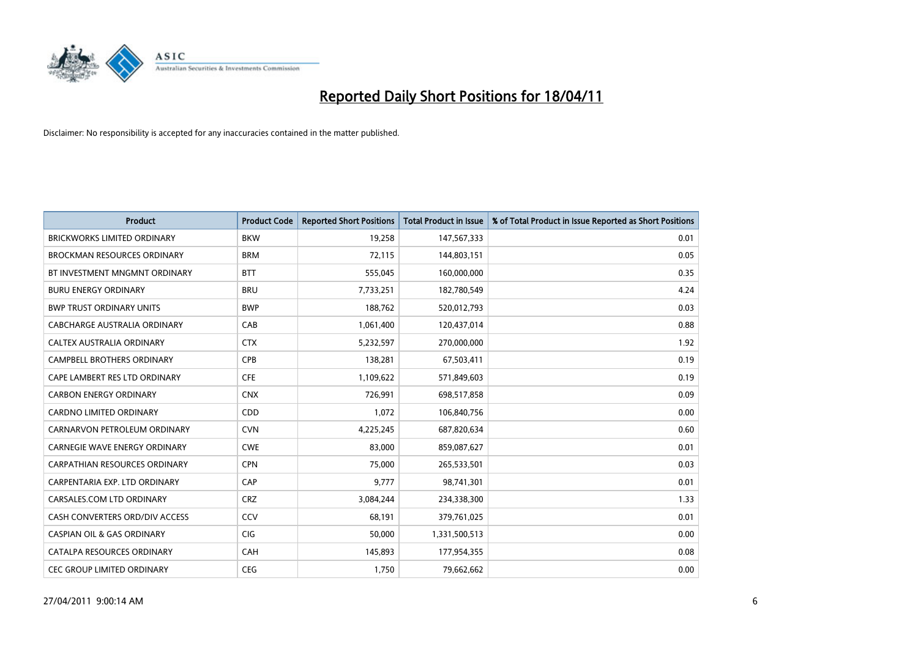# Reported Daily Short Positions for 18/04/11

Disclaimer: No responsibility is accepted for any inaccuracies contained in the matter published.

| Product | Product Code | Reported Short Positions | Total Product in Issue | % of Total Product in Issue Reported as Short Positions |
| --- | --- | --- | --- | --- |
| BRICKWORKS LIMITED ORDINARY | BKW | 19,258 | 147,567,333 | 0.01 |
| BROCKMAN RESOURCES ORDINARY | BRM | 72,115 | 144,803,151 | 0.05 |
| BT INVESTMENT MNGMNT ORDINARY | BTT | 555,045 | 160,000,000 | 0.35 |
| BURU ENERGY ORDINARY | BRU | 7,733,251 | 182,780,549 | 4.24 |
| BWP TRUST ORDINARY UNITS | BWP | 188,762 | 520,012,793 | 0.03 |
| CABCHARGE AUSTRALIA ORDINARY | CAB | 1,061,400 | 120,437,014 | 0.88 |
| CALTEX AUSTRALIA ORDINARY | CTX | 5,232,597 | 270,000,000 | 1.92 |
| CAMPBELL BROTHERS ORDINARY | CPB | 138,281 | 67,503,411 | 0.19 |
| CAPE LAMBERT RES LTD ORDINARY | CFE | 1,109,622 | 571,849,603 | 0.19 |
| CARBON ENERGY ORDINARY | CNX | 726,991 | 698,517,858 | 0.09 |
| CARDNO LIMITED ORDINARY | CDD | 1,072 | 106,840,756 | 0.00 |
| CARNARVON PETROLEUM ORDINARY | CVN | 4,225,245 | 687,820,634 | 0.60 |
| CARNEGIE WAVE ENERGY ORDINARY | CWE | 83,000 | 859,087,627 | 0.01 |
| CARPATHIAN RESOURCES ORDINARY | CPN | 75,000 | 265,533,501 | 0.03 |
| CARPENTARIA EXP. LTD ORDINARY | CAP | 9,777 | 98,741,301 | 0.01 |
| CARSALES.COM LTD ORDINARY | CRZ | 3,084,244 | 234,338,300 | 1.33 |
| CASH CONVERTERS ORD/DIV ACCESS | CCV | 68,191 | 379,761,025 | 0.01 |
| CASPIAN OIL & GAS ORDINARY | CIG | 50,000 | 1,331,500,513 | 0.00 |
| CATALPA RESOURCES ORDINARY | CAH | 145,893 | 177,954,355 | 0.08 |
| CEC GROUP LIMITED ORDINARY | CEG | 1,750 | 79,662,662 | 0.00 |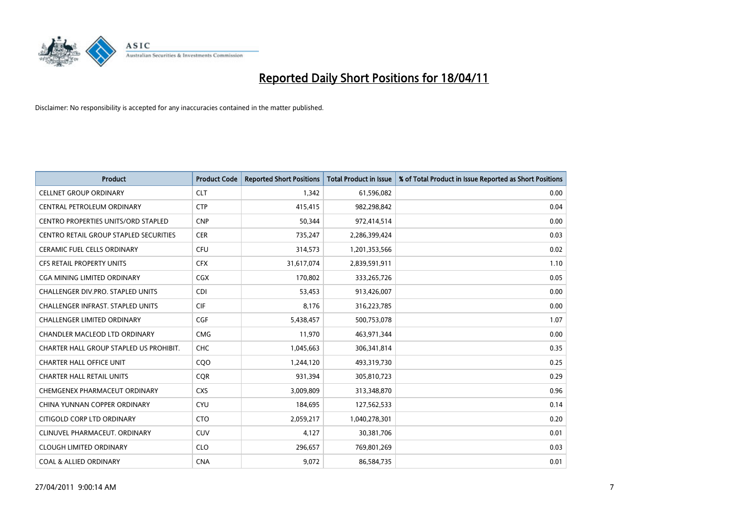# Reported Daily Short Positions for 18/04/11

Disclaimer: No responsibility is accepted for any inaccuracies contained in the matter published.

| Product | Product Code | Reported Short Positions | Total Product in Issue | % of Total Product in Issue Reported as Short Positions |
|---|---|---|---|---|
| CELLNET GROUP ORDINARY | CLT | 1,342 | 61,596,082 | 0.00 |
| CENTRAL PETROLEUM ORDINARY | CTP | 415,415 | 982,298,842 | 0.04 |
| CENTRO PROPERTIES UNITS/ORD STAPLED | CNP | 50,344 | 972,414,514 | 0.00 |
| CENTRO RETAIL GROUP STAPLED SECURITIES | CER | 735,247 | 2,286,399,424 | 0.03 |
| CERAMIC FUEL CELLS ORDINARY | CFU | 314,573 | 1,201,353,566 | 0.02 |
| CFS RETAIL PROPERTY UNITS | CFX | 31,617,074 | 2,839,591,911 | 1.10 |
| CGA MINING LIMITED ORDINARY | CGX | 170,802 | 333,265,726 | 0.05 |
| CHALLENGER DIV.PRO. STAPLED UNITS | CDI | 53,453 | 913,426,007 | 0.00 |
| CHALLENGER INFRAST. STAPLED UNITS | CIF | 8,176 | 316,223,785 | 0.00 |
| CHALLENGER LIMITED ORDINARY | CGF | 5,438,457 | 500,753,078 | 1.07 |
| CHANDLER MACLEOD LTD ORDINARY | CMG | 11,970 | 463,971,344 | 0.00 |
| CHARTER HALL GROUP STAPLED US PROHIBIT. | CHC | 1,045,663 | 306,341,814 | 0.35 |
| CHARTER HALL OFFICE UNIT | CQO | 1,244,120 | 493,319,730 | 0.25 |
| CHARTER HALL RETAIL UNITS | CQR | 931,394 | 305,810,723 | 0.29 |
| CHEMGENEX PHARMACEUT ORDINARY | CXS | 3,009,809 | 313,348,870 | 0.96 |
| CHINA YUNNAN COPPER ORDINARY | CYU | 184,695 | 127,562,533 | 0.14 |
| CITIGOLD CORP LTD ORDINARY | CTO | 2,059,217 | 1,040,278,301 | 0.20 |
| CLINUVEL PHARMACEUT. ORDINARY | CUV | 4,127 | 30,381,706 | 0.01 |
| CLOUGH LIMITED ORDINARY | CLO | 296,657 | 769,801,269 | 0.03 |
| COAL & ALLIED ORDINARY | CNA | 9,072 | 86,584,735 | 0.01 |

27/04/2011 9:00:14 AM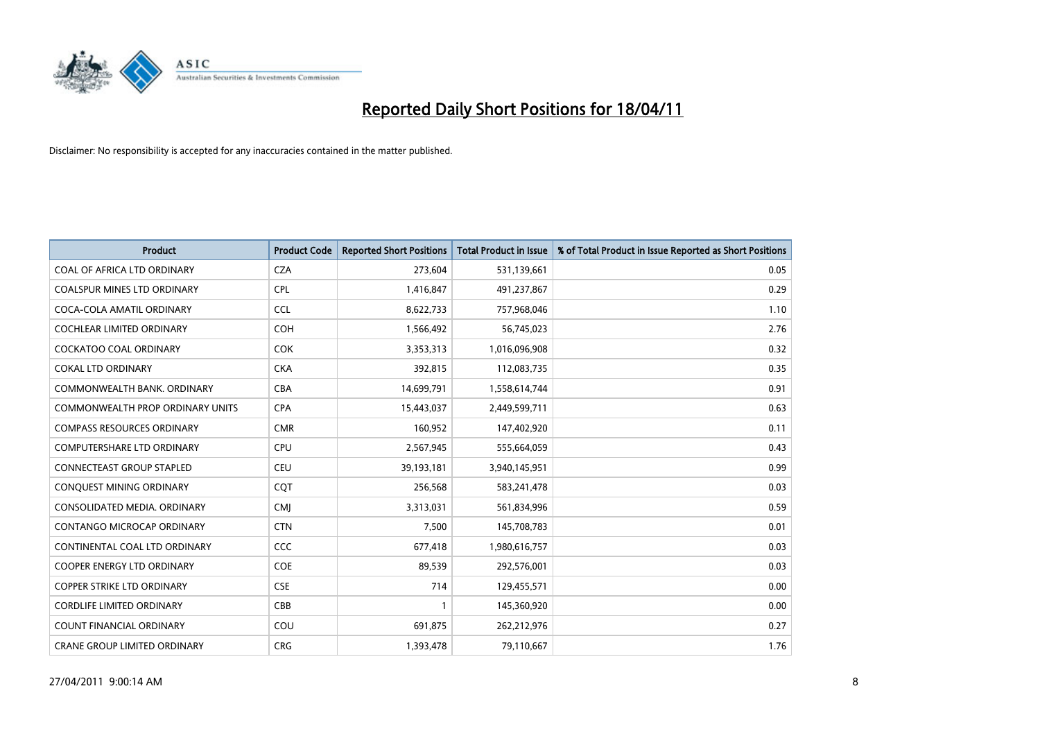# Reported Daily Short Positions for 18/04/11

Disclaimer: No responsibility is accepted for any inaccuracies contained in the matter published.

| Product | Product Code | Reported Short Positions | Total Product in Issue | % of Total Product in Issue Reported as Short Positions |
|---|---|---|---|---|
| COAL OF AFRICA LTD ORDINARY | CZA | 273,604 | 531,139,661 | 0.05 |
| COALSPUR MINES LTD ORDINARY | CPL | 1,416,847 | 491,237,867 | 0.29 |
| COCA-COLA AMATIL ORDINARY | CCL | 8,622,733 | 757,968,046 | 1.10 |
| COCHLEAR LIMITED ORDINARY | COH | 1,566,492 | 56,745,023 | 2.76 |
| COCKATOO COAL ORDINARY | COK | 3,353,313 | 1,016,096,908 | 0.32 |
| COKAL LTD ORDINARY | CKA | 392,815 | 112,083,735 | 0.35 |
| COMMONWEALTH BANK. ORDINARY | CBA | 14,699,791 | 1,558,614,744 | 0.91 |
| COMMONWEALTH PROP ORDINARY UNITS | CPA | 15,443,037 | 2,449,599,711 | 0.63 |
| COMPASS RESOURCES ORDINARY | CMR | 160,952 | 147,402,920 | 0.11 |
| COMPUTERSHARE LTD ORDINARY | CPU | 2,567,945 | 555,664,059 | 0.43 |
| CONNECTEAST GROUP STAPLED | CEU | 39,193,181 | 3,940,145,951 | 0.99 |
| CONQUEST MINING ORDINARY | CQT | 256,568 | 583,241,478 | 0.03 |
| CONSOLIDATED MEDIA. ORDINARY | CMJ | 3,313,031 | 561,834,996 | 0.59 |
| CONTANGO MICROCAP ORDINARY | CTN | 7,500 | 145,708,783 | 0.01 |
| CONTINENTAL COAL LTD ORDINARY | CCC | 677,418 | 1,980,616,757 | 0.03 |
| COOPER ENERGY LTD ORDINARY | COE | 89,539 | 292,576,001 | 0.03 |
| COPPER STRIKE LTD ORDINARY | CSE | 714 | 129,455,571 | 0.00 |
| CORDLIFE LIMITED ORDINARY | CBB | 1 | 145,360,920 | 0.00 |
| COUNT FINANCIAL ORDINARY | COU | 691,875 | 262,212,976 | 0.27 |
| CRANE GROUP LIMITED ORDINARY | CRG | 1,393,478 | 79,110,667 | 1.76 |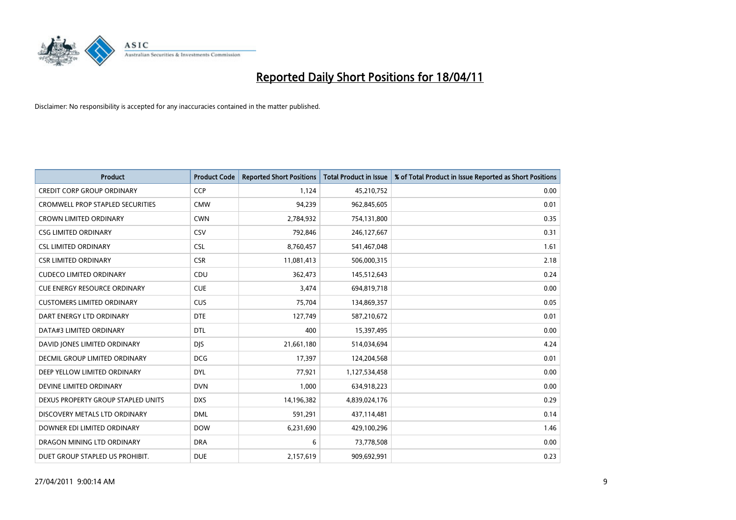# Reported Daily Short Positions for 18/04/11

Disclaimer: No responsibility is accepted for any inaccuracies contained in the matter published.

| Product | Product Code | Reported Short Positions | Total Product in Issue | % of Total Product in Issue Reported as Short Positions |
|---|---|---|---|---|
| CREDIT CORP GROUP ORDINARY | CCP | 1,124 | 45,210,752 | 0.00 |
| CROMWELL PROP STAPLED SECURITIES | CMW | 94,239 | 962,845,605 | 0.01 |
| CROWN LIMITED ORDINARY | CWN | 2,784,932 | 754,131,800 | 0.35 |
| CSG LIMITED ORDINARY | CSV | 792,846 | 246,127,667 | 0.31 |
| CSL LIMITED ORDINARY | CSL | 8,760,457 | 541,467,048 | 1.61 |
| CSR LIMITED ORDINARY | CSR | 11,081,413 | 506,000,315 | 2.18 |
| CUDECO LIMITED ORDINARY | CDU | 362,473 | 145,512,643 | 0.24 |
| CUE ENERGY RESOURCE ORDINARY | CUE | 3,474 | 694,819,718 | 0.00 |
| CUSTOMERS LIMITED ORDINARY | CUS | 75,704 | 134,869,357 | 0.05 |
| DART ENERGY LTD ORDINARY | DTE | 127,749 | 587,210,672 | 0.01 |
| DATA#3 LIMITED ORDINARY | DTL | 400 | 15,397,495 | 0.00 |
| DAVID JONES LIMITED ORDINARY | DJS | 21,661,180 | 514,034,694 | 4.24 |
| DECMIL GROUP LIMITED ORDINARY | DCG | 17,397 | 124,204,568 | 0.01 |
| DEEP YELLOW LIMITED ORDINARY | DYL | 77,921 | 1,127,534,458 | 0.00 |
| DEVINE LIMITED ORDINARY | DVN | 1,000 | 634,918,223 | 0.00 |
| DEXUS PROPERTY GROUP STAPLED UNITS | DXS | 14,196,382 | 4,839,024,176 | 0.29 |
| DISCOVERY METALS LTD ORDINARY | DML | 591,291 | 437,114,481 | 0.14 |
| DOWNER EDI LIMITED ORDINARY | DOW | 6,231,690 | 429,100,296 | 1.46 |
| DRAGON MINING LTD ORDINARY | DRA | 6 | 73,778,508 | 0.00 |
| DUET GROUP STAPLED US PROHIBIT. | DUE | 2,157,619 | 909,692,991 | 0.23 |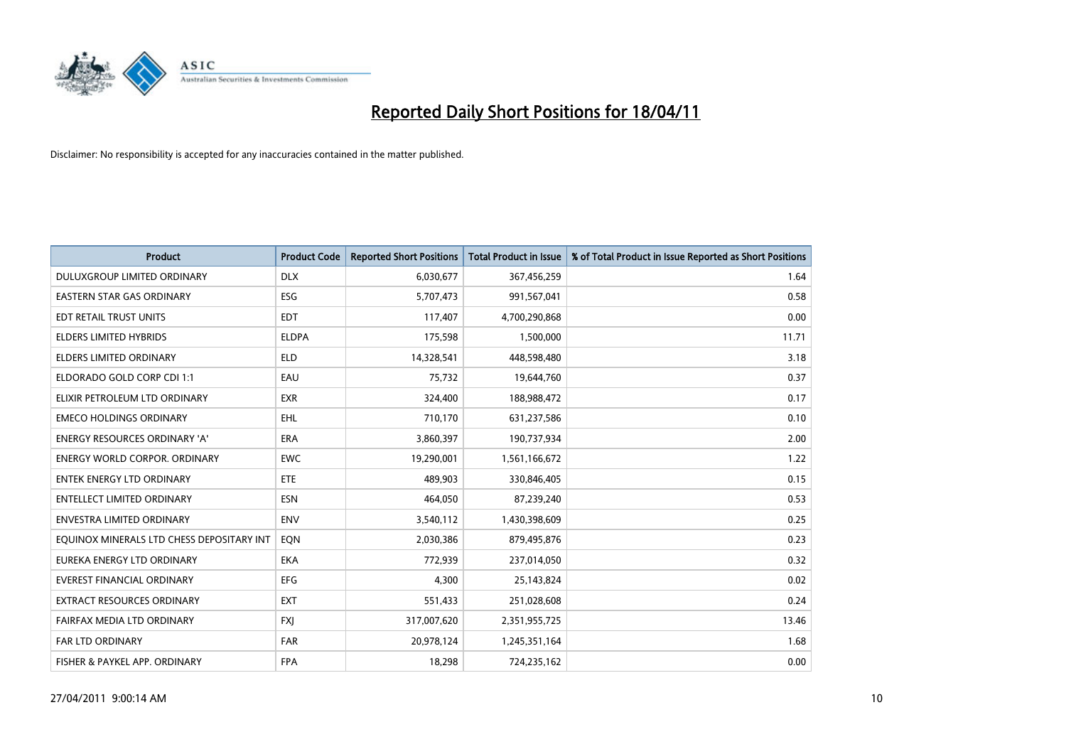# Reported Daily Short Positions for 18/04/11

Disclaimer: No responsibility is accepted for any inaccuracies contained in the matter published.

| Product | Product Code | Reported Short Positions | Total Product in Issue | % of Total Product in Issue Reported as Short Positions |
|---|---|---|---|---|
| DULUXGROUP LIMITED ORDINARY | DLX | 6,030,677 | 367,456,259 | 1.64 |
| EASTERN STAR GAS ORDINARY | ESG | 5,707,473 | 991,567,041 | 0.58 |
| EDT RETAIL TRUST UNITS | EDT | 117,407 | 4,700,290,868 | 0.00 |
| ELDERS LIMITED HYBRIDS | ELDPA | 175,598 | 1,500,000 | 11.71 |
| ELDERS LIMITED ORDINARY | ELD | 14,328,541 | 448,598,480 | 3.18 |
| ELDORADO GOLD CORP CDI 1:1 | EAU | 75,732 | 19,644,760 | 0.37 |
| ELIXIR PETROLEUM LTD ORDINARY | EXR | 324,400 | 188,988,472 | 0.17 |
| EMECO HOLDINGS ORDINARY | EHL | 710,170 | 631,237,586 | 0.10 |
| ENERGY RESOURCES ORDINARY 'A' | ERA | 3,860,397 | 190,737,934 | 2.00 |
| ENERGY WORLD CORPOR. ORDINARY | EWC | 19,290,001 | 1,561,166,672 | 1.22 |
| ENTEK ENERGY LTD ORDINARY | ETE | 489,903 | 330,846,405 | 0.15 |
| ENTELLECT LIMITED ORDINARY | ESN | 464,050 | 87,239,240 | 0.53 |
| ENVESTRA LIMITED ORDINARY | ENV | 3,540,112 | 1,430,398,609 | 0.25 |
| EQUINOX MINERALS LTD CHESS DEPOSITARY INT | EQN | 2,030,386 | 879,495,876 | 0.23 |
| EUREKA ENERGY LTD ORDINARY | EKA | 772,939 | 237,014,050 | 0.32 |
| EVEREST FINANCIAL ORDINARY | EFG | 4,300 | 25,143,824 | 0.02 |
| EXTRACT RESOURCES ORDINARY | EXT | 551,433 | 251,028,608 | 0.24 |
| FAIRFAX MEDIA LTD ORDINARY | FXJ | 317,007,620 | 2,351,955,725 | 13.46 |
| FAR LTD ORDINARY | FAR | 20,978,124 | 1,245,351,164 | 1.68 |
| FISHER & PAYKEL APP. ORDINARY | FPA | 18,298 | 724,235,162 | 0.00 |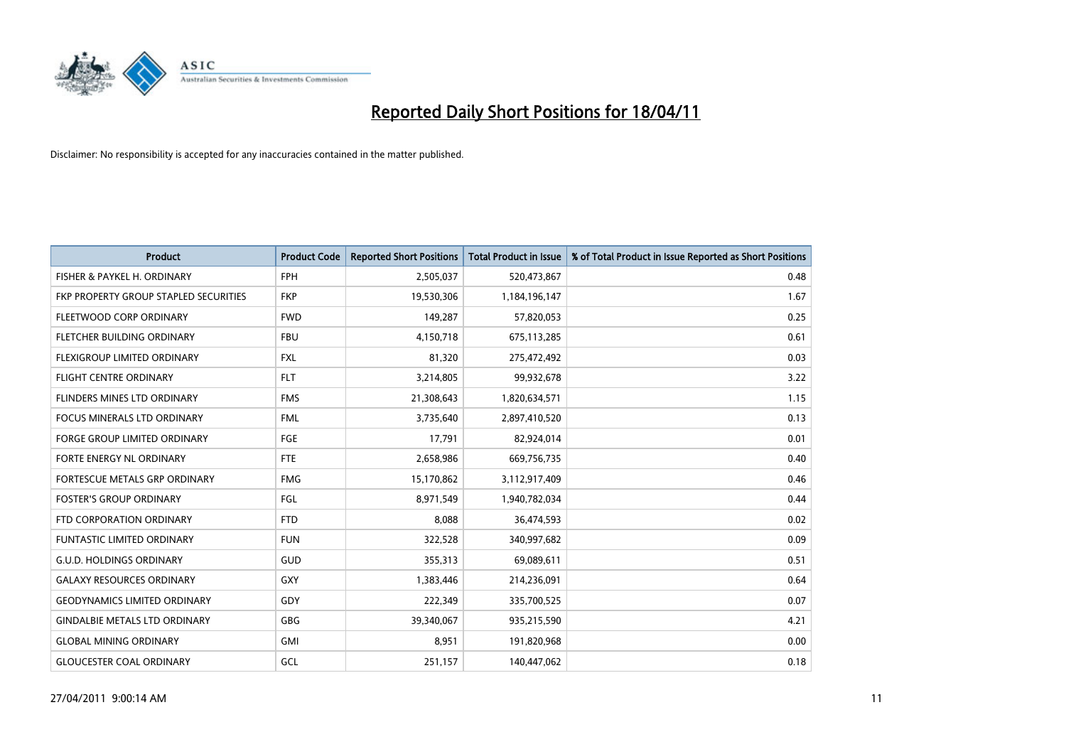# Reported Daily Short Positions for 18/04/11

Disclaimer: No responsibility is accepted for any inaccuracies contained in the matter published.

| Product | Product Code | Reported Short Positions | Total Product in Issue | % of Total Product in Issue Reported as Short Positions |
|---|---|---|---|---|
| FISHER & PAYKEL H. ORDINARY | FPH | 2,505,037 | 520,473,867 | 0.48 |
| FKP PROPERTY GROUP STAPLED SECURITIES | FKP | 19,530,306 | 1,184,196,147 | 1.67 |
| FLEETWOOD CORP ORDINARY | FWD | 149,287 | 57,820,053 | 0.25 |
| FLETCHER BUILDING ORDINARY | FBU | 4,150,718 | 675,113,285 | 0.61 |
| FLEXIGROUP LIMITED ORDINARY | FXL | 81,320 | 275,472,492 | 0.03 |
| FLIGHT CENTRE ORDINARY | FLT | 3,214,805 | 99,932,678 | 3.22 |
| FLINDERS MINES LTD ORDINARY | FMS | 21,308,643 | 1,820,634,571 | 1.15 |
| FOCUS MINERALS LTD ORDINARY | FML | 3,735,640 | 2,897,410,520 | 0.13 |
| FORGE GROUP LIMITED ORDINARY | FGE | 17,791 | 82,924,014 | 0.01 |
| FORTE ENERGY NL ORDINARY | FTE | 2,658,986 | 669,756,735 | 0.40 |
| FORTESCUE METALS GRP ORDINARY | FMG | 15,170,862 | 3,112,917,409 | 0.46 |
| FOSTER'S GROUP ORDINARY | FGL | 8,971,549 | 1,940,782,034 | 0.44 |
| FTD CORPORATION ORDINARY | FTD | 8,088 | 36,474,593 | 0.02 |
| FUNTASTIC LIMITED ORDINARY | FUN | 322,528 | 340,997,682 | 0.09 |
| G.U.D. HOLDINGS ORDINARY | GUD | 355,313 | 69,089,611 | 0.51 |
| GALAXY RESOURCES ORDINARY | GXY | 1,383,446 | 214,236,091 | 0.64 |
| GEODYNAMICS LIMITED ORDINARY | GDY | 222,349 | 335,700,525 | 0.07 |
| GINDALBIE METALS LTD ORDINARY | GBG | 39,340,067 | 935,215,590 | 4.21 |
| GLOBAL MINING ORDINARY | GMI | 8,951 | 191,820,968 | 0.00 |
| GLOUCESTER COAL ORDINARY | GCL | 251,157 | 140,447,062 | 0.18 |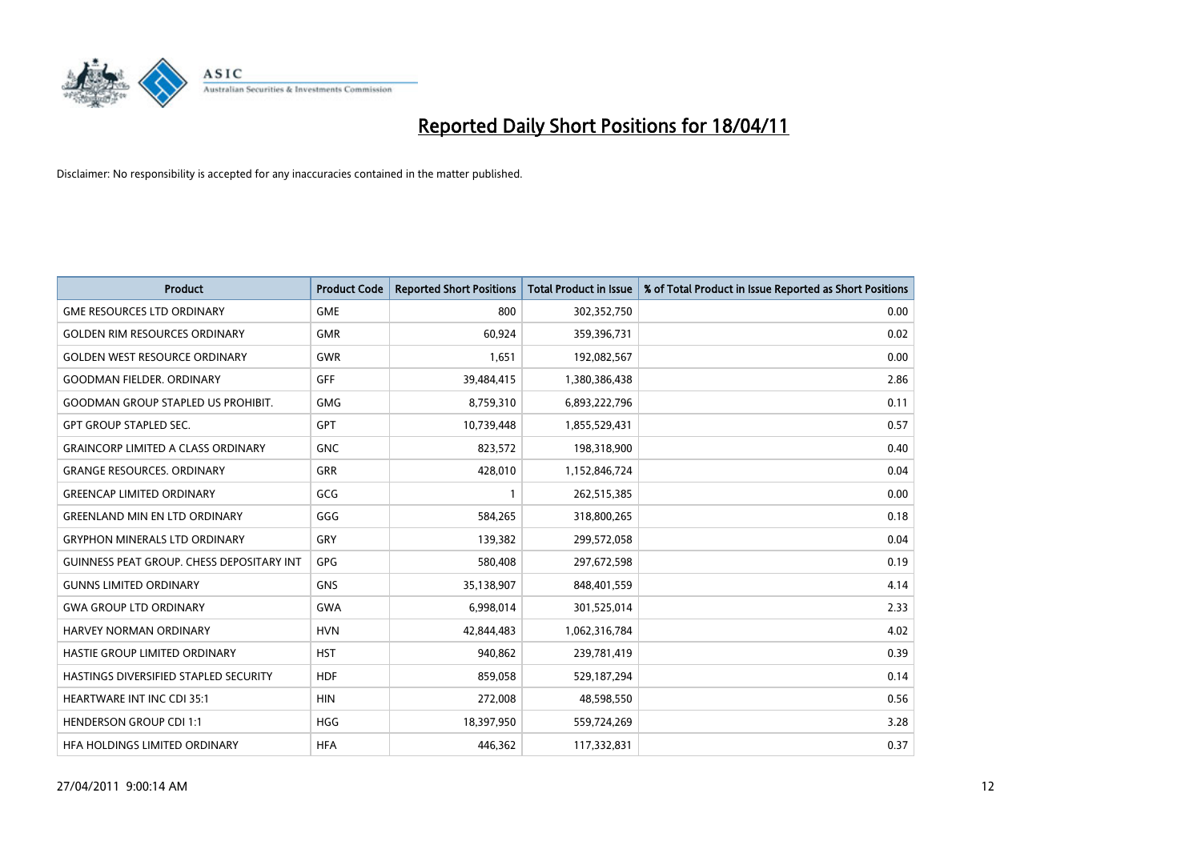# Reported Daily Short Positions for 18/04/11

Disclaimer: No responsibility is accepted for any inaccuracies contained in the matter published.

| Product | Product Code | Reported Short Positions | Total Product in Issue | % of Total Product in Issue Reported as Short Positions |
|---|---|---|---|---|
| GME RESOURCES LTD ORDINARY | GME | 800 | 302,352,750 | 0.00 |
| GOLDEN RIM RESOURCES ORDINARY | GMR | 60,924 | 359,396,731 | 0.02 |
| GOLDEN WEST RESOURCE ORDINARY | GWR | 1,651 | 192,082,567 | 0.00 |
| GOODMAN FIELDER. ORDINARY | GFF | 39,484,415 | 1,380,386,438 | 2.86 |
| GOODMAN GROUP STAPLED US PROHIBIT. | GMG | 8,759,310 | 6,893,222,796 | 0.11 |
| GPT GROUP STAPLED SEC. | GPT | 10,739,448 | 1,855,529,431 | 0.57 |
| GRAINCORP LIMITED A CLASS ORDINARY | GNC | 823,572 | 198,318,900 | 0.40 |
| GRANGE RESOURCES. ORDINARY | GRR | 428,010 | 1,152,846,724 | 0.04 |
| GREENCAP LIMITED ORDINARY | GCG | 1 | 262,515,385 | 0.00 |
| GREENLAND MIN EN LTD ORDINARY | GGG | 584,265 | 318,800,265 | 0.18 |
| GRYPHON MINERALS LTD ORDINARY | GRY | 139,382 | 299,572,058 | 0.04 |
| GUINNESS PEAT GROUP. CHESS DEPOSITARY INT | GPG | 580,408 | 297,672,598 | 0.19 |
| GUNNS LIMITED ORDINARY | GNS | 35,138,907 | 848,401,559 | 4.14 |
| GWA GROUP LTD ORDINARY | GWA | 6,998,014 | 301,525,014 | 2.33 |
| HARVEY NORMAN ORDINARY | HVN | 42,844,483 | 1,062,316,784 | 4.02 |
| HASTIE GROUP LIMITED ORDINARY | HST | 940,862 | 239,781,419 | 0.39 |
| HASTINGS DIVERSIFIED STAPLED SECURITY | HDF | 859,058 | 529,187,294 | 0.14 |
| HEARTWARE INT INC CDI 35:1 | HIN | 272,008 | 48,598,550 | 0.56 |
| HENDERSON GROUP CDI 1:1 | HGG | 18,397,950 | 559,724,269 | 3.28 |
| HFA HOLDINGS LIMITED ORDINARY | HFA | 446,362 | 117,332,831 | 0.37 |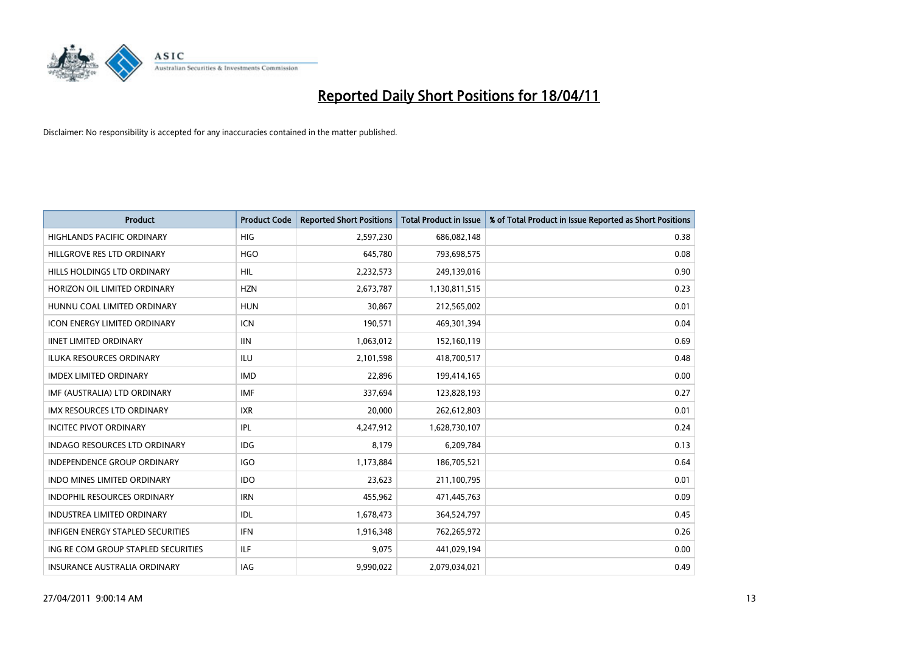# Reported Daily Short Positions for 18/04/11

Disclaimer: No responsibility is accepted for any inaccuracies contained in the matter published.

| Product | Product Code | Reported Short Positions | Total Product in Issue | % of Total Product in Issue Reported as Short Positions |
|---|---|---|---|---|
| HIGHLANDS PACIFIC ORDINARY | HIG | 2,597,230 | 686,082,148 | 0.38 |
| HILLGROVE RES LTD ORDINARY | HGO | 645,780 | 793,698,575 | 0.08 |
| HILLS HOLDINGS LTD ORDINARY | HIL | 2,232,573 | 249,139,016 | 0.90 |
| HORIZON OIL LIMITED ORDINARY | HZN | 2,673,787 | 1,130,811,515 | 0.23 |
| HUNNU COAL LIMITED ORDINARY | HUN | 30,867 | 212,565,002 | 0.01 |
| ICON ENERGY LIMITED ORDINARY | ICN | 190,571 | 469,301,394 | 0.04 |
| IINET LIMITED ORDINARY | IIN | 1,063,012 | 152,160,119 | 0.69 |
| ILUKA RESOURCES ORDINARY | ILU | 2,101,598 | 418,700,517 | 0.48 |
| IMDEX LIMITED ORDINARY | IMD | 22,896 | 199,414,165 | 0.00 |
| IMF (AUSTRALIA) LTD ORDINARY | IMF | 337,694 | 123,828,193 | 0.27 |
| IMX RESOURCES LTD ORDINARY | IXR | 20,000 | 262,612,803 | 0.01 |
| INCITEC PIVOT ORDINARY | IPL | 4,247,912 | 1,628,730,107 | 0.24 |
| INDAGO RESOURCES LTD ORDINARY | IDG | 8,179 | 6,209,784 | 0.13 |
| INDEPENDENCE GROUP ORDINARY | IGO | 1,173,884 | 186,705,521 | 0.64 |
| INDO MINES LIMITED ORDINARY | IDO | 23,623 | 211,100,795 | 0.01 |
| INDOPHIL RESOURCES ORDINARY | IRN | 455,962 | 471,445,763 | 0.09 |
| INDUSTREA LIMITED ORDINARY | IDL | 1,678,473 | 364,524,797 | 0.45 |
| INFIGEN ENERGY STAPLED SECURITIES | IFN | 1,916,348 | 762,265,972 | 0.26 |
| ING RE COM GROUP STAPLED SECURITIES | ILF | 9,075 | 441,029,194 | 0.00 |
| INSURANCE AUSTRALIA ORDINARY | IAG | 9,990,022 | 2,079,034,021 | 0.49 |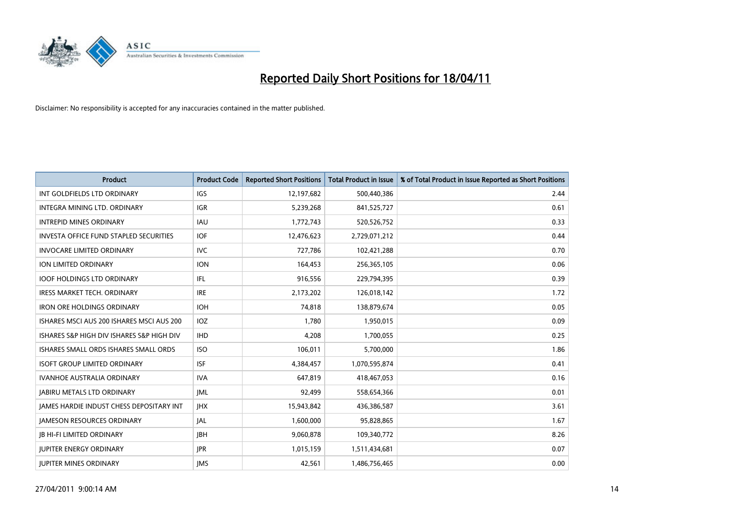# Reported Daily Short Positions for 18/04/11

Disclaimer: No responsibility is accepted for any inaccuracies contained in the matter published.

| Product | Product Code | Reported Short Positions | Total Product in Issue | % of Total Product in Issue Reported as Short Positions |
|---|---|---|---|---|
| INT GOLDFIELDS LTD ORDINARY | IGS | 12,197,682 | 500,440,386 | 2.44 |
| INTEGRA MINING LTD. ORDINARY | IGR | 5,239,268 | 841,525,727 | 0.61 |
| INTREPID MINES ORDINARY | IAU | 1,772,743 | 520,526,752 | 0.33 |
| INVESTA OFFICE FUND STAPLED SECURITIES | IOF | 12,476,623 | 2,729,071,212 | 0.44 |
| INVOCARE LIMITED ORDINARY | IVC | 727,786 | 102,421,288 | 0.70 |
| ION LIMITED ORDINARY | ION | 164,453 | 256,365,105 | 0.06 |
| IOOF HOLDINGS LTD ORDINARY | IFL | 916,556 | 229,794,395 | 0.39 |
| IRESS MARKET TECH. ORDINARY | IRE | 2,173,202 | 126,018,142 | 1.72 |
| IRON ORE HOLDINGS ORDINARY | IOH | 74,818 | 138,879,674 | 0.05 |
| ISHARES MSCI AUS 200 ISHARES MSCI AUS 200 | IOZ | 1,780 | 1,950,015 | 0.09 |
| ISHARES S&P HIGH DIV ISHARES S&P HIGH DIV | IHD | 4,208 | 1,700,055 | 0.25 |
| ISHARES SMALL ORDS ISHARES SMALL ORDS | ISO | 106,011 | 5,700,000 | 1.86 |
| ISOFT GROUP LIMITED ORDINARY | ISF | 4,384,457 | 1,070,595,874 | 0.41 |
| IVANHOE AUSTRALIA ORDINARY | IVA | 647,819 | 418,467,053 | 0.16 |
| JABIRU METALS LTD ORDINARY | JML | 92,499 | 558,654,366 | 0.01 |
| JAMES HARDIE INDUST CHESS DEPOSITARY INT | JHX | 15,943,842 | 436,386,587 | 3.61 |
| JAMESON RESOURCES ORDINARY | JAL | 1,600,000 | 95,828,865 | 1.67 |
| JB HI-FI LIMITED ORDINARY | JBH | 9,060,878 | 109,340,772 | 8.26 |
| JUPITER ENERGY ORDINARY | JPR | 1,015,159 | 1,511,434,681 | 0.07 |
| JUPITER MINES ORDINARY | JMS | 42,561 | 1,486,756,465 | 0.00 |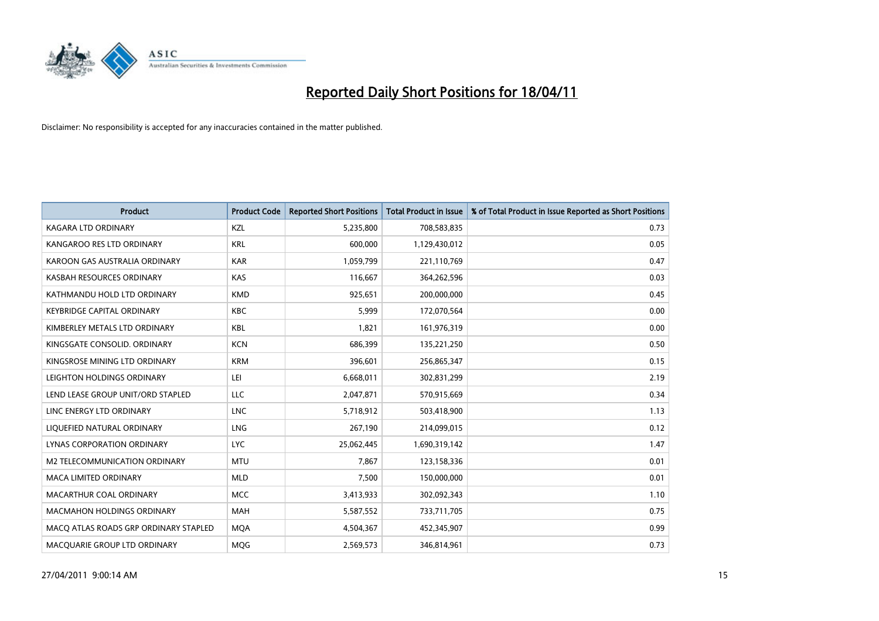# Reported Daily Short Positions for 18/04/11

Disclaimer: No responsibility is accepted for any inaccuracies contained in the matter published.

| Product | Product Code | Reported Short Positions | Total Product in Issue | % of Total Product in Issue Reported as Short Positions |
|---|---|---|---|---|
| KAGARA LTD ORDINARY | KZL | 5,235,800 | 708,583,835 | 0.73 |
| KANGAROO RES LTD ORDINARY | KRL | 600,000 | 1,129,430,012 | 0.05 |
| KAROON GAS AUSTRALIA ORDINARY | KAR | 1,059,799 | 221,110,769 | 0.47 |
| KASBAH RESOURCES ORDINARY | KAS | 116,667 | 364,262,596 | 0.03 |
| KATHMANDU HOLD LTD ORDINARY | KMD | 925,651 | 200,000,000 | 0.45 |
| KEYBRIDGE CAPITAL ORDINARY | KBC | 5,999 | 172,070,564 | 0.00 |
| KIMBERLEY METALS LTD ORDINARY | KBL | 1,821 | 161,976,319 | 0.00 |
| KINGSGATE CONSOLID. ORDINARY | KCN | 686,399 | 135,221,250 | 0.50 |
| KINGSROSE MINING LTD ORDINARY | KRM | 396,601 | 256,865,347 | 0.15 |
| LEIGHTON HOLDINGS ORDINARY | LEI | 6,668,011 | 302,831,299 | 2.19 |
| LEND LEASE GROUP UNIT/ORD STAPLED | LLC | 2,047,871 | 570,915,669 | 0.34 |
| LINC ENERGY LTD ORDINARY | LNC | 5,718,912 | 503,418,900 | 1.13 |
| LIQUEFIED NATURAL ORDINARY | LNG | 267,190 | 214,099,015 | 0.12 |
| LYNAS CORPORATION ORDINARY | LYC | 25,062,445 | 1,690,319,142 | 1.47 |
| M2 TELECOMMUNICATION ORDINARY | MTU | 7,867 | 123,158,336 | 0.01 |
| MACA LIMITED ORDINARY | MLD | 7,500 | 150,000,000 | 0.01 |
| MACARTHUR COAL ORDINARY | MCC | 3,413,933 | 302,092,343 | 1.10 |
| MACMAHON HOLDINGS ORDINARY | MAH | 5,587,552 | 733,711,705 | 0.75 |
| MACQ ATLAS ROADS GRP ORDINARY STAPLED | MQA | 4,504,367 | 452,345,907 | 0.99 |
| MACQUARIE GROUP LTD ORDINARY | MQG | 2,569,573 | 346,814,961 | 0.73 |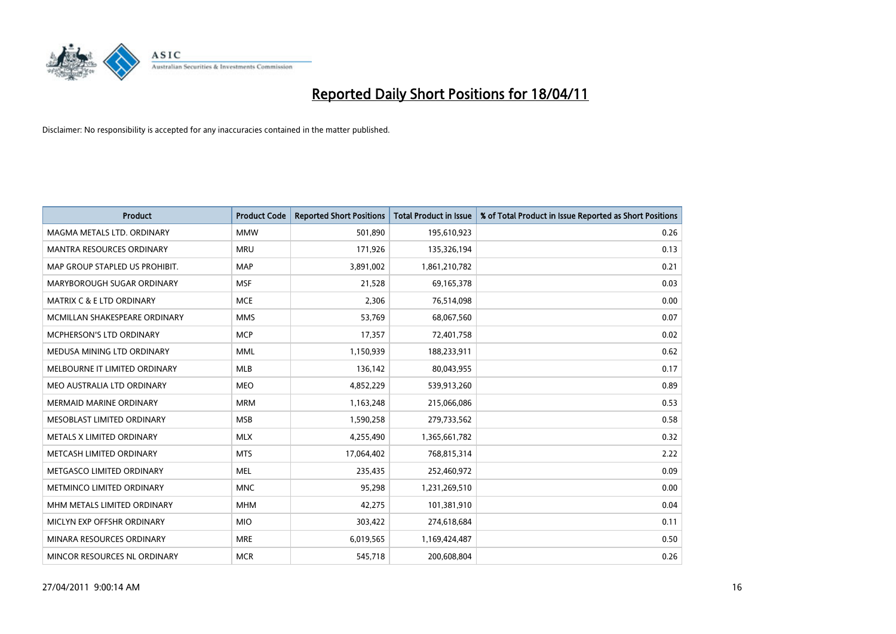# Reported Daily Short Positions for 18/04/11

Disclaimer: No responsibility is accepted for any inaccuracies contained in the matter published.

| Product | Product Code | Reported Short Positions | Total Product in Issue | % of Total Product in Issue Reported as Short Positions |
|---|---|---|---|---|
| MAGMA METALS LTD. ORDINARY | MMW | 501,890 | 195,610,923 | 0.26 |
| MANTRA RESOURCES ORDINARY | MRU | 171,926 | 135,326,194 | 0.13 |
| MAP GROUP STAPLED US PROHIBIT. | MAP | 3,891,002 | 1,861,210,782 | 0.21 |
| MARYBOROUGH SUGAR ORDINARY | MSF | 21,528 | 69,165,378 | 0.03 |
| MATRIX C & E LTD ORDINARY | MCE | 2,306 | 76,514,098 | 0.00 |
| MCMILLAN SHAKESPEARE ORDINARY | MMS | 53,769 | 68,067,560 | 0.07 |
| MCPHERSON'S LTD ORDINARY | MCP | 17,357 | 72,401,758 | 0.02 |
| MEDUSA MINING LTD ORDINARY | MML | 1,150,939 | 188,233,911 | 0.62 |
| MELBOURNE IT LIMITED ORDINARY | MLB | 136,142 | 80,043,955 | 0.17 |
| MEO AUSTRALIA LTD ORDINARY | MEO | 4,852,229 | 539,913,260 | 0.89 |
| MERMAID MARINE ORDINARY | MRM | 1,163,248 | 215,066,086 | 0.53 |
| MESOBLAST LIMITED ORDINARY | MSB | 1,590,258 | 279,733,562 | 0.58 |
| METALS X LIMITED ORDINARY | MLX | 4,255,490 | 1,365,661,782 | 0.32 |
| METCASH LIMITED ORDINARY | MTS | 17,064,402 | 768,815,314 | 2.22 |
| METGASCO LIMITED ORDINARY | MEL | 235,435 | 252,460,972 | 0.09 |
| METMINCO LIMITED ORDINARY | MNC | 95,298 | 1,231,269,510 | 0.00 |
| MHM METALS LIMITED ORDINARY | MHM | 42,275 | 101,381,910 | 0.04 |
| MICLYN EXP OFFSHR ORDINARY | MIO | 303,422 | 274,618,684 | 0.11 |
| MINARA RESOURCES ORDINARY | MRE | 6,019,565 | 1,169,424,487 | 0.50 |
| MINCOR RESOURCES NL ORDINARY | MCR | 545,718 | 200,608,804 | 0.26 |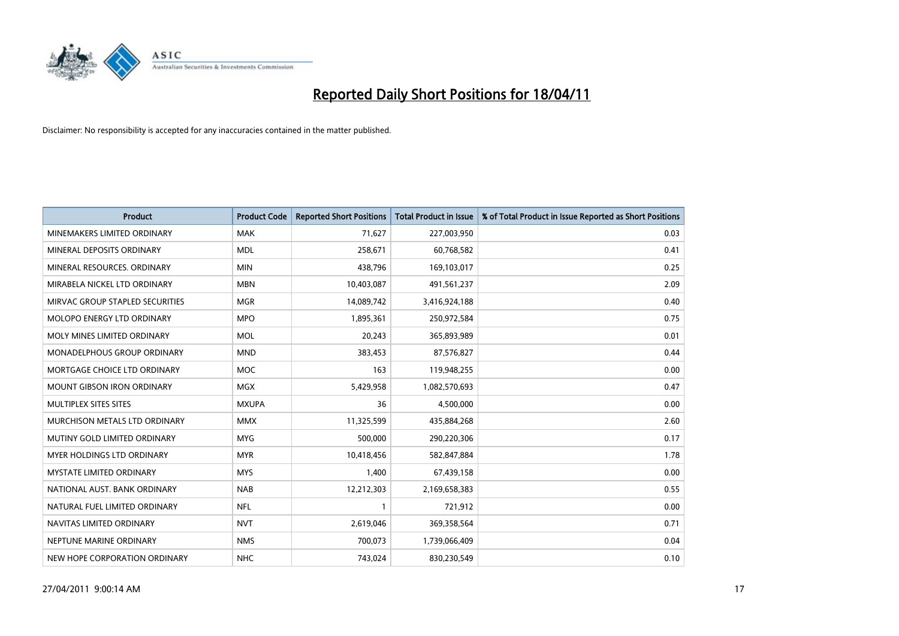# Reported Daily Short Positions for 18/04/11

Disclaimer: No responsibility is accepted for any inaccuracies contained in the matter published.

| Product | Product Code | Reported Short Positions | Total Product in Issue | % of Total Product in Issue Reported as Short Positions |
|---|---|---|---|---|
| MINEMAKERS LIMITED ORDINARY | MAK | 71,627 | 227,003,950 | 0.03 |
| MINERAL DEPOSITS ORDINARY | MDL | 258,671 | 60,768,582 | 0.41 |
| MINERAL RESOURCES. ORDINARY | MIN | 438,796 | 169,103,017 | 0.25 |
| MIRABELA NICKEL LTD ORDINARY | MBN | 10,403,087 | 491,561,237 | 2.09 |
| MIRVAC GROUP STAPLED SECURITIES | MGR | 14,089,742 | 3,416,924,188 | 0.40 |
| MOLOPO ENERGY LTD ORDINARY | MPO | 1,895,361 | 250,972,584 | 0.75 |
| MOLY MINES LIMITED ORDINARY | MOL | 20,243 | 365,893,989 | 0.01 |
| MONADELPHOUS GROUP ORDINARY | MND | 383,453 | 87,576,827 | 0.44 |
| MORTGAGE CHOICE LTD ORDINARY | MOC | 163 | 119,948,255 | 0.00 |
| MOUNT GIBSON IRON ORDINARY | MGX | 5,429,958 | 1,082,570,693 | 0.47 |
| MULTIPLEX SITES SITES | MXUPA | 36 | 4,500,000 | 0.00 |
| MURCHISON METALS LTD ORDINARY | MMX | 11,325,599 | 435,884,268 | 2.60 |
| MUTINY GOLD LIMITED ORDINARY | MYG | 500,000 | 290,220,306 | 0.17 |
| MYER HOLDINGS LTD ORDINARY | MYR | 10,418,456 | 582,847,884 | 1.78 |
| MYSTATE LIMITED ORDINARY | MYS | 1,400 | 67,439,158 | 0.00 |
| NATIONAL AUST. BANK ORDINARY | NAB | 12,212,303 | 2,169,658,383 | 0.55 |
| NATURAL FUEL LIMITED ORDINARY | NFL | 1 | 721,912 | 0.00 |
| NAVITAS LIMITED ORDINARY | NVT | 2,619,046 | 369,358,564 | 0.71 |
| NEPTUNE MARINE ORDINARY | NMS | 700,073 | 1,739,066,409 | 0.04 |
| NEW HOPE CORPORATION ORDINARY | NHC | 743,024 | 830,230,549 | 0.10 |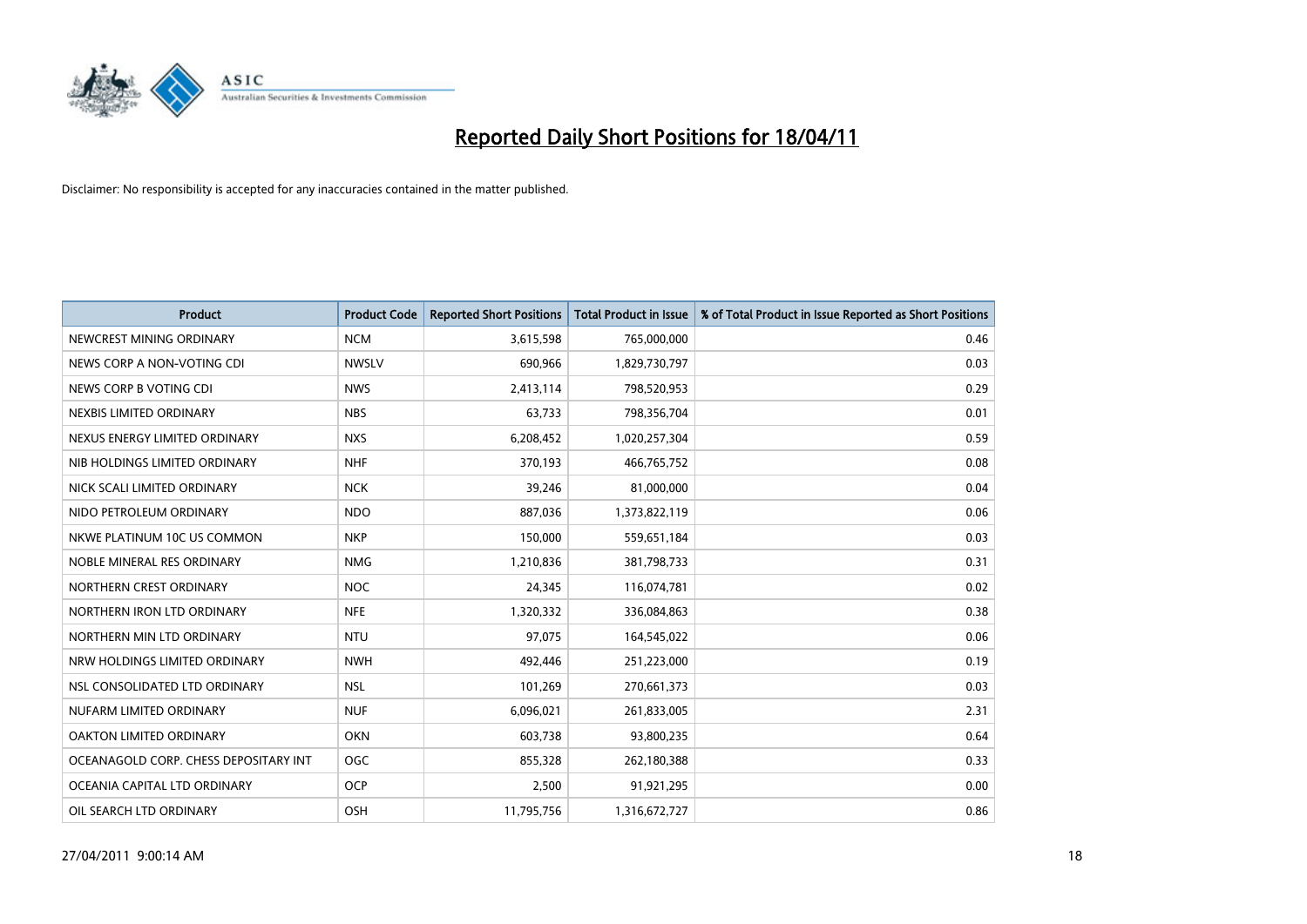# Reported Daily Short Positions for 18/04/11

Disclaimer: No responsibility is accepted for any inaccuracies contained in the matter published.

| Product | Product Code | Reported Short Positions | Total Product in Issue | % of Total Product in Issue Reported as Short Positions |
|---|---|---|---|---|
| NEWCREST MINING ORDINARY | NCM | 3,615,598 | 765,000,000 | 0.46 |
| NEWS CORP A NON-VOTING CDI | NWSLV | 690,966 | 1,829,730,797 | 0.03 |
| NEWS CORP B VOTING CDI | NWS | 2,413,114 | 798,520,953 | 0.29 |
| NEXBIS LIMITED ORDINARY | NBS | 63,733 | 798,356,704 | 0.01 |
| NEXUS ENERGY LIMITED ORDINARY | NXS | 6,208,452 | 1,020,257,304 | 0.59 |
| NIB HOLDINGS LIMITED ORDINARY | NHF | 370,193 | 466,765,752 | 0.08 |
| NICK SCALI LIMITED ORDINARY | NCK | 39,246 | 81,000,000 | 0.04 |
| NIDO PETROLEUM ORDINARY | NDO | 887,036 | 1,373,822,119 | 0.06 |
| NKWE PLATINUM 10C US COMMON | NKP | 150,000 | 559,651,184 | 0.03 |
| NOBLE MINERAL RES ORDINARY | NMG | 1,210,836 | 381,798,733 | 0.31 |
| NORTHERN CREST ORDINARY | NOC | 24,345 | 116,074,781 | 0.02 |
| NORTHERN IRON LTD ORDINARY | NFE | 1,320,332 | 336,084,863 | 0.38 |
| NORTHERN MIN LTD ORDINARY | NTU | 97,075 | 164,545,022 | 0.06 |
| NRW HOLDINGS LIMITED ORDINARY | NWH | 492,446 | 251,223,000 | 0.19 |
| NSL CONSOLIDATED LTD ORDINARY | NSL | 101,269 | 270,661,373 | 0.03 |
| NUFARM LIMITED ORDINARY | NUF | 6,096,021 | 261,833,005 | 2.31 |
| OAKTON LIMITED ORDINARY | OKN | 603,738 | 93,800,235 | 0.64 |
| OCEANAGOLD CORP. CHESS DEPOSITARY INT | OGC | 855,328 | 262,180,388 | 0.33 |
| OCEANIA CAPITAL LTD ORDINARY | OCP | 2,500 | 91,921,295 | 0.00 |
| OIL SEARCH LTD ORDINARY | OSH | 11,795,756 | 1,316,672,727 | 0.86 |

27/04/2011 9:00:14 AM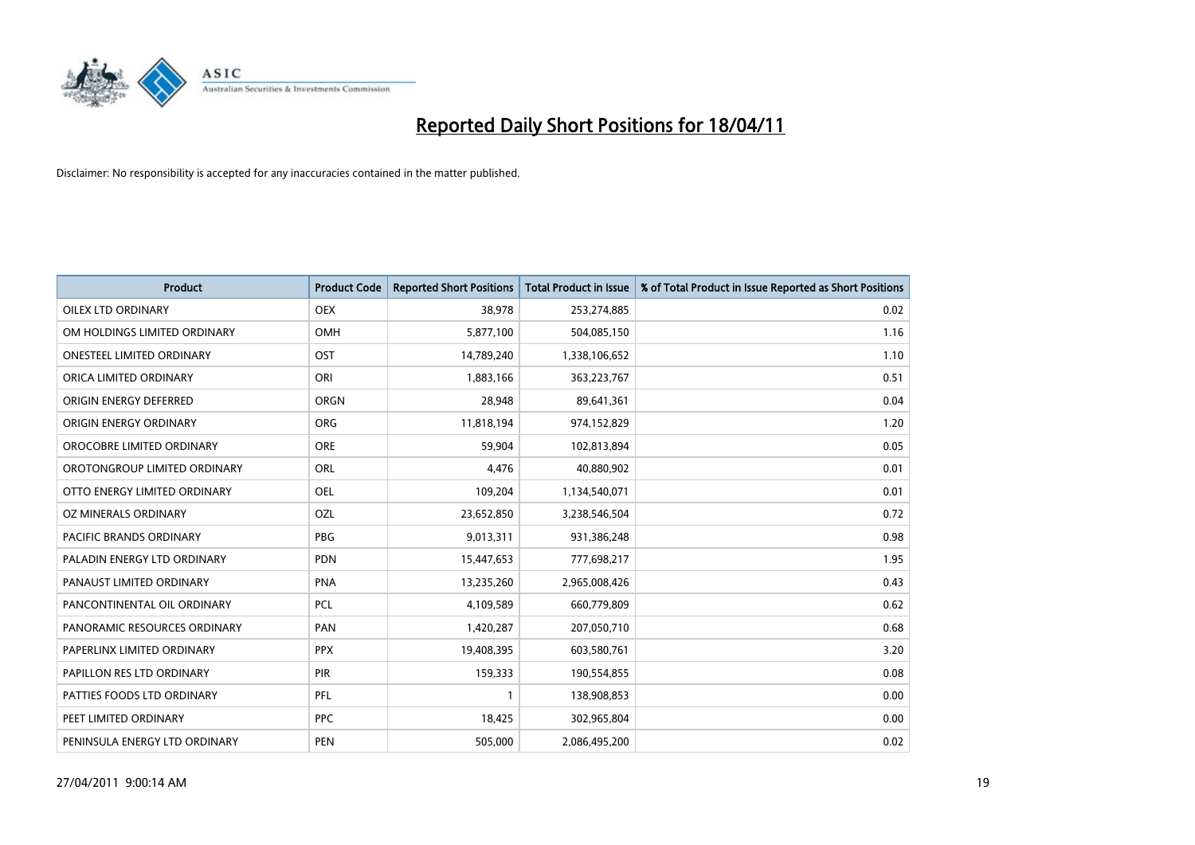# Reported Daily Short Positions for 18/04/11

Disclaimer: No responsibility is accepted for any inaccuracies contained in the matter published.

| Product | Product Code | Reported Short Positions | Total Product in Issue | % of Total Product in Issue Reported as Short Positions |
| --- | --- | --- | --- | --- |
| OILEX LTD ORDINARY | OEX | 38,978 | 253,274,885 | 0.02 |
| OM HOLDINGS LIMITED ORDINARY | OMH | 5,877,100 | 504,085,150 | 1.16 |
| ONESTEEL LIMITED ORDINARY | OST | 14,789,240 | 1,338,106,652 | 1.10 |
| ORICA LIMITED ORDINARY | ORI | 1,883,166 | 363,223,767 | 0.51 |
| ORIGIN ENERGY DEFERRED | ORGN | 28,948 | 89,641,361 | 0.04 |
| ORIGIN ENERGY ORDINARY | ORG | 11,818,194 | 974,152,829 | 1.20 |
| OROCOBRE LIMITED ORDINARY | ORE | 59,904 | 102,813,894 | 0.05 |
| OROTONGROUP LIMITED ORDINARY | ORL | 4,476 | 40,880,902 | 0.01 |
| OTTO ENERGY LIMITED ORDINARY | OEL | 109,204 | 1,134,540,071 | 0.01 |
| OZ MINERALS ORDINARY | OZL | 23,652,850 | 3,238,546,504 | 0.72 |
| PACIFIC BRANDS ORDINARY | PBG | 9,013,311 | 931,386,248 | 0.98 |
| PALADIN ENERGY LTD ORDINARY | PDN | 15,447,653 | 777,698,217 | 1.95 |
| PANAUST LIMITED ORDINARY | PNA | 13,235,260 | 2,965,008,426 | 0.43 |
| PANCONTINENTAL OIL ORDINARY | PCL | 4,109,589 | 660,779,809 | 0.62 |
| PANORAMIC RESOURCES ORDINARY | PAN | 1,420,287 | 207,050,710 | 0.68 |
| PAPERLINX LIMITED ORDINARY | PPX | 19,408,395 | 603,580,761 | 3.20 |
| PAPILLON RES LTD ORDINARY | PIR | 159,333 | 190,554,855 | 0.08 |
| PATTIES FOODS LTD ORDINARY | PFL | 1 | 138,908,853 | 0.00 |
| PEET LIMITED ORDINARY | PPC | 18,425 | 302,965,804 | 0.00 |
| PENINSULA ENERGY LTD ORDINARY | PEN | 505,000 | 2,086,495,200 | 0.02 |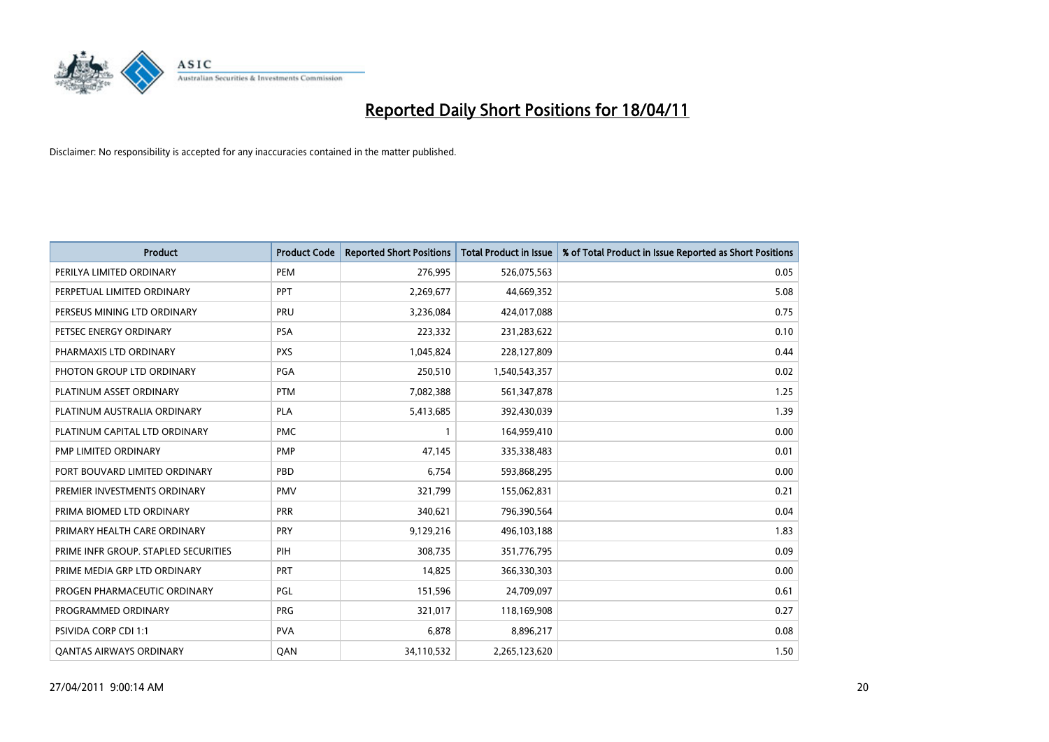# Reported Daily Short Positions for 18/04/11

Disclaimer: No responsibility is accepted for any inaccuracies contained in the matter published.

| Product | Product Code | Reported Short Positions | Total Product in Issue | % of Total Product in Issue Reported as Short Positions |
|---|---|---|---|---|
| PERILYA LIMITED ORDINARY | PEM | 276,995 | 526,075,563 | 0.05 |
| PERPETUAL LIMITED ORDINARY | PPT | 2,269,677 | 44,669,352 | 5.08 |
| PERSEUS MINING LTD ORDINARY | PRU | 3,236,084 | 424,017,088 | 0.75 |
| PETSEC ENERGY ORDINARY | PSA | 223,332 | 231,283,622 | 0.10 |
| PHARMAXIS LTD ORDINARY | PXS | 1,045,824 | 228,127,809 | 0.44 |
| PHOTON GROUP LTD ORDINARY | PGA | 250,510 | 1,540,543,357 | 0.02 |
| PLATINUM ASSET ORDINARY | PTM | 7,082,388 | 561,347,878 | 1.25 |
| PLATINUM AUSTRALIA ORDINARY | PLA | 5,413,685 | 392,430,039 | 1.39 |
| PLATINUM CAPITAL LTD ORDINARY | PMC | 1 | 164,959,410 | 0.00 |
| PMP LIMITED ORDINARY | PMP | 47,145 | 335,338,483 | 0.01 |
| PORT BOUVARD LIMITED ORDINARY | PBD | 6,754 | 593,868,295 | 0.00 |
| PREMIER INVESTMENTS ORDINARY | PMV | 321,799 | 155,062,831 | 0.21 |
| PRIMA BIOMED LTD ORDINARY | PRR | 340,621 | 796,390,564 | 0.04 |
| PRIMARY HEALTH CARE ORDINARY | PRY | 9,129,216 | 496,103,188 | 1.83 |
| PRIME INFR GROUP. STAPLED SECURITIES | PIH | 308,735 | 351,776,795 | 0.09 |
| PRIME MEDIA GRP LTD ORDINARY | PRT | 14,825 | 366,330,303 | 0.00 |
| PROGEN PHARMACEUTIC ORDINARY | PGL | 151,596 | 24,709,097 | 0.61 |
| PROGRAMMED ORDINARY | PRG | 321,017 | 118,169,908 | 0.27 |
| PSIVIDA CORP CDI 1:1 | PVA | 6,878 | 8,896,217 | 0.08 |
| QANTAS AIRWAYS ORDINARY | QAN | 34,110,532 | 2,265,123,620 | 1.50 |

27/04/2011 9:00:14 AM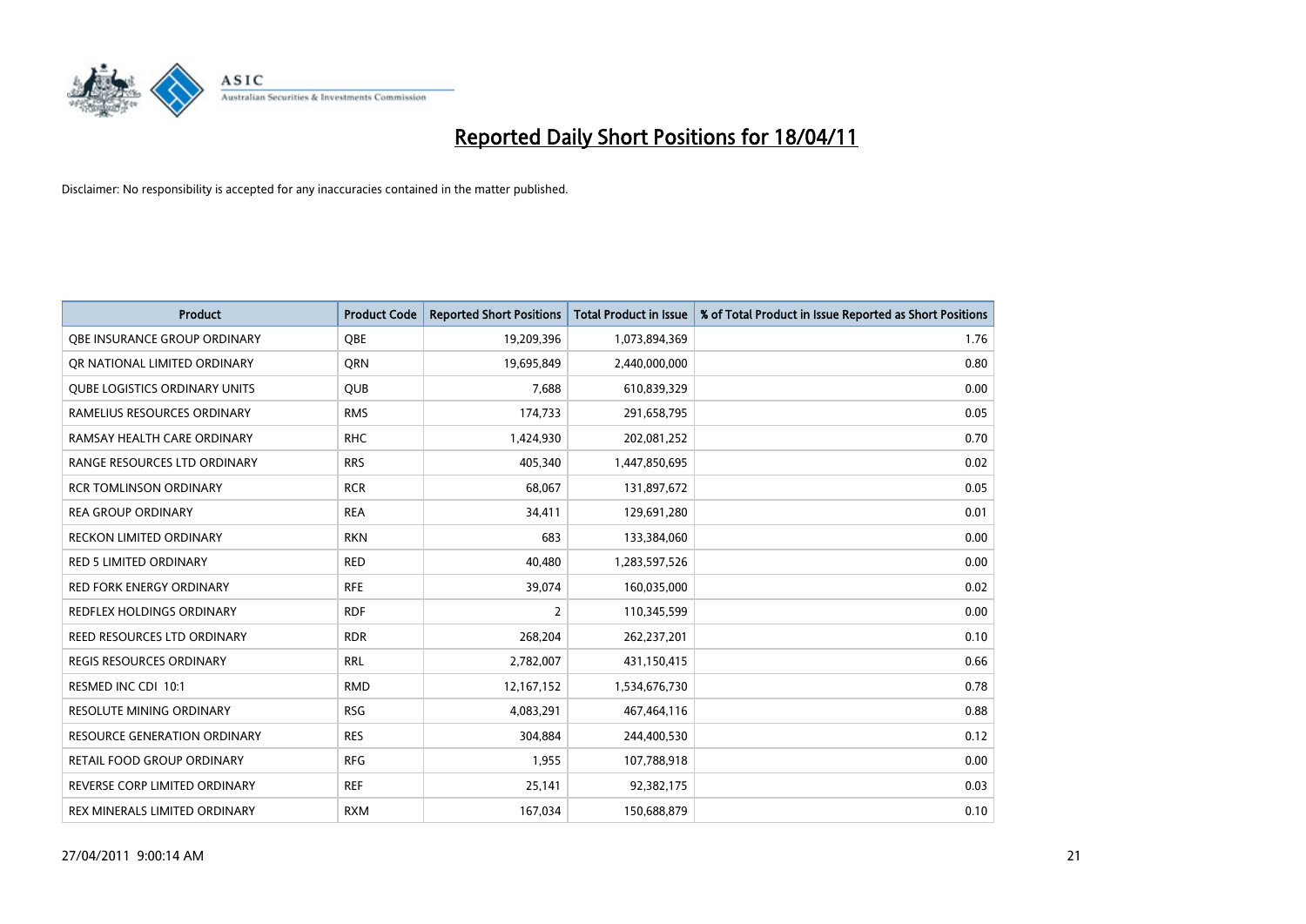# Reported Daily Short Positions for 18/04/11

Disclaimer: No responsibility is accepted for any inaccuracies contained in the matter published.

| Product | Product Code | Reported Short Positions | Total Product in Issue | % of Total Product in Issue Reported as Short Positions |
|---|---|---|---|---|
| QBE INSURANCE GROUP ORDINARY | QBE | 19,209,396 | 1,073,894,369 | 1.76 |
| QR NATIONAL LIMITED ORDINARY | QRN | 19,695,849 | 2,440,000,000 | 0.80 |
| QUBE LOGISTICS ORDINARY UNITS | QUB | 7,688 | 610,839,329 | 0.00 |
| RAMELIUS RESOURCES ORDINARY | RMS | 174,733 | 291,658,795 | 0.05 |
| RAMSAY HEALTH CARE ORDINARY | RHC | 1,424,930 | 202,081,252 | 0.70 |
| RANGE RESOURCES LTD ORDINARY | RRS | 405,340 | 1,447,850,695 | 0.02 |
| RCR TOMLINSON ORDINARY | RCR | 68,067 | 131,897,672 | 0.05 |
| REA GROUP ORDINARY | REA | 34,411 | 129,691,280 | 0.01 |
| RECKON LIMITED ORDINARY | RKN | 683 | 133,384,060 | 0.00 |
| RED 5 LIMITED ORDINARY | RED | 40,480 | 1,283,597,526 | 0.00 |
| RED FORK ENERGY ORDINARY | RFE | 39,074 | 160,035,000 | 0.02 |
| REDFLEX HOLDINGS ORDINARY | RDF | 2 | 110,345,599 | 0.00 |
| REED RESOURCES LTD ORDINARY | RDR | 268,204 | 262,237,201 | 0.10 |
| REGIS RESOURCES ORDINARY | RRL | 2,782,007 | 431,150,415 | 0.66 |
| RESMED INC CDI 10:1 | RMD | 12,167,152 | 1,534,676,730 | 0.78 |
| RESOLUTE MINING ORDINARY | RSG | 4,083,291 | 467,464,116 | 0.88 |
| RESOURCE GENERATION ORDINARY | RES | 304,884 | 244,400,530 | 0.12 |
| RETAIL FOOD GROUP ORDINARY | RFG | 1,955 | 107,788,918 | 0.00 |
| REVERSE CORP LIMITED ORDINARY | REF | 25,141 | 92,382,175 | 0.03 |
| REX MINERALS LIMITED ORDINARY | RXM | 167,034 | 150,688,879 | 0.10 |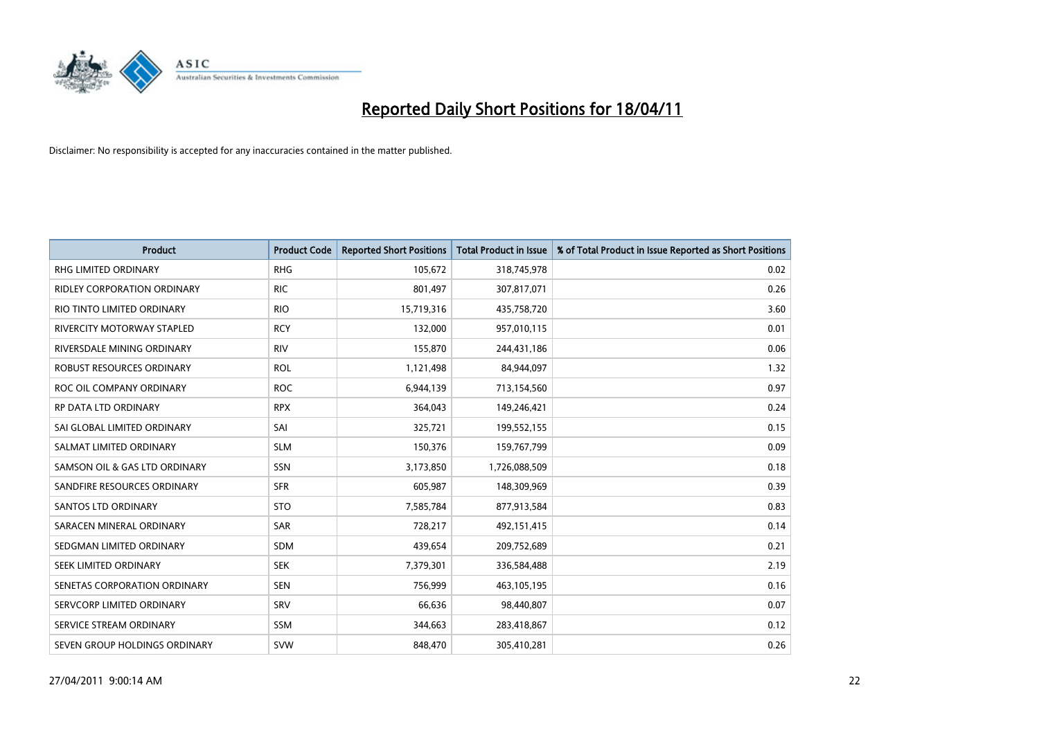# Reported Daily Short Positions for 18/04/11

Disclaimer: No responsibility is accepted for any inaccuracies contained in the matter published.

| Product | Product Code | Reported Short Positions | Total Product in Issue | % of Total Product in Issue Reported as Short Positions |
|---|---|---|---|---|
| RHG LIMITED ORDINARY | RHG | 105,672 | 318,745,978 | 0.02 |
| RIDLEY CORPORATION ORDINARY | RIC | 801,497 | 307,817,071 | 0.26 |
| RIO TINTO LIMITED ORDINARY | RIO | 15,719,316 | 435,758,720 | 3.60 |
| RIVERCITY MOTORWAY STAPLED | RCY | 132,000 | 957,010,115 | 0.01 |
| RIVERSDALE MINING ORDINARY | RIV | 155,870 | 244,431,186 | 0.06 |
| ROBUST RESOURCES ORDINARY | ROL | 1,121,498 | 84,944,097 | 1.32 |
| ROC OIL COMPANY ORDINARY | ROC | 6,944,139 | 713,154,560 | 0.97 |
| RP DATA LTD ORDINARY | RPX | 364,043 | 149,246,421 | 0.24 |
| SAI GLOBAL LIMITED ORDINARY | SAI | 325,721 | 199,552,155 | 0.15 |
| SALMAT LIMITED ORDINARY | SLM | 150,376 | 159,767,799 | 0.09 |
| SAMSON OIL & GAS LTD ORDINARY | SSN | 3,173,850 | 1,726,088,509 | 0.18 |
| SANDFIRE RESOURCES ORDINARY | SFR | 605,987 | 148,309,969 | 0.39 |
| SANTOS LTD ORDINARY | STO | 7,585,784 | 877,913,584 | 0.83 |
| SARACEN MINERAL ORDINARY | SAR | 728,217 | 492,151,415 | 0.14 |
| SEDGMAN LIMITED ORDINARY | SDM | 439,654 | 209,752,689 | 0.21 |
| SEEK LIMITED ORDINARY | SEK | 7,379,301 | 336,584,488 | 2.19 |
| SENETAS CORPORATION ORDINARY | SEN | 756,999 | 463,105,195 | 0.16 |
| SERVCORP LIMITED ORDINARY | SRV | 66,636 | 98,440,807 | 0.07 |
| SERVICE STREAM ORDINARY | SSM | 344,663 | 283,418,867 | 0.12 |
| SEVEN GROUP HOLDINGS ORDINARY | SVW | 848,470 | 305,410,281 | 0.26 |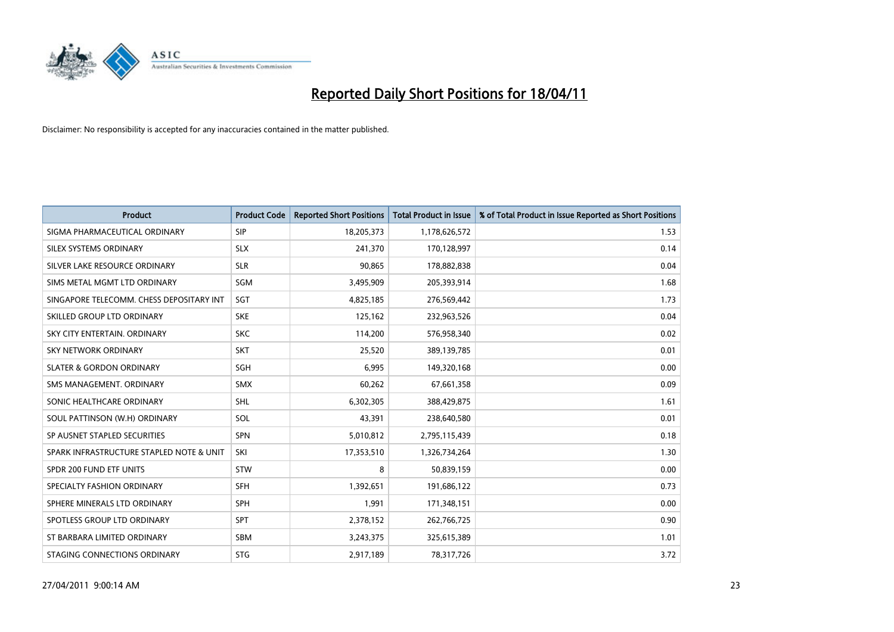# Reported Daily Short Positions for 18/04/11

Disclaimer: No responsibility is accepted for any inaccuracies contained in the matter published.

| Product | Product Code | Reported Short Positions | Total Product in Issue | % of Total Product in Issue Reported as Short Positions |
|---|---|---|---|---|
| SIGMA PHARMACEUTICAL ORDINARY | SIP | 18,205,373 | 1,178,626,572 | 1.53 |
| SILEX SYSTEMS ORDINARY | SLX | 241,370 | 170,128,997 | 0.14 |
| SILVER LAKE RESOURCE ORDINARY | SLR | 90,865 | 178,882,838 | 0.04 |
| SIMS METAL MGMT LTD ORDINARY | SGM | 3,495,909 | 205,393,914 | 1.68 |
| SINGAPORE TELECOMM. CHESS DEPOSITARY INT | SGT | 4,825,185 | 276,569,442 | 1.73 |
| SKILLED GROUP LTD ORDINARY | SKE | 125,162 | 232,963,526 | 0.04 |
| SKY CITY ENTERTAIN. ORDINARY | SKC | 114,200 | 576,958,340 | 0.02 |
| SKY NETWORK ORDINARY | SKT | 25,520 | 389,139,785 | 0.01 |
| SLATER & GORDON ORDINARY | SGH | 6,995 | 149,320,168 | 0.00 |
| SMS MANAGEMENT. ORDINARY | SMX | 60,262 | 67,661,358 | 0.09 |
| SONIC HEALTHCARE ORDINARY | SHL | 6,302,305 | 388,429,875 | 1.61 |
| SOUL PATTINSON (W.H) ORDINARY | SOL | 43,391 | 238,640,580 | 0.01 |
| SP AUSNET STAPLED SECURITIES | SPN | 5,010,812 | 2,795,115,439 | 0.18 |
| SPARK INFRASTRUCTURE STAPLED NOTE & UNIT | SKI | 17,353,510 | 1,326,734,264 | 1.30 |
| SPDR 200 FUND ETF UNITS | STW | 8 | 50,839,159 | 0.00 |
| SPECIALTY FASHION ORDINARY | SFH | 1,392,651 | 191,686,122 | 0.73 |
| SPHERE MINERALS LTD ORDINARY | SPH | 1,991 | 171,348,151 | 0.00 |
| SPOTLESS GROUP LTD ORDINARY | SPT | 2,378,152 | 262,766,725 | 0.90 |
| ST BARBARA LIMITED ORDINARY | SBM | 3,243,375 | 325,615,389 | 1.01 |
| STAGING CONNECTIONS ORDINARY | STG | 2,917,189 | 78,317,726 | 3.72 |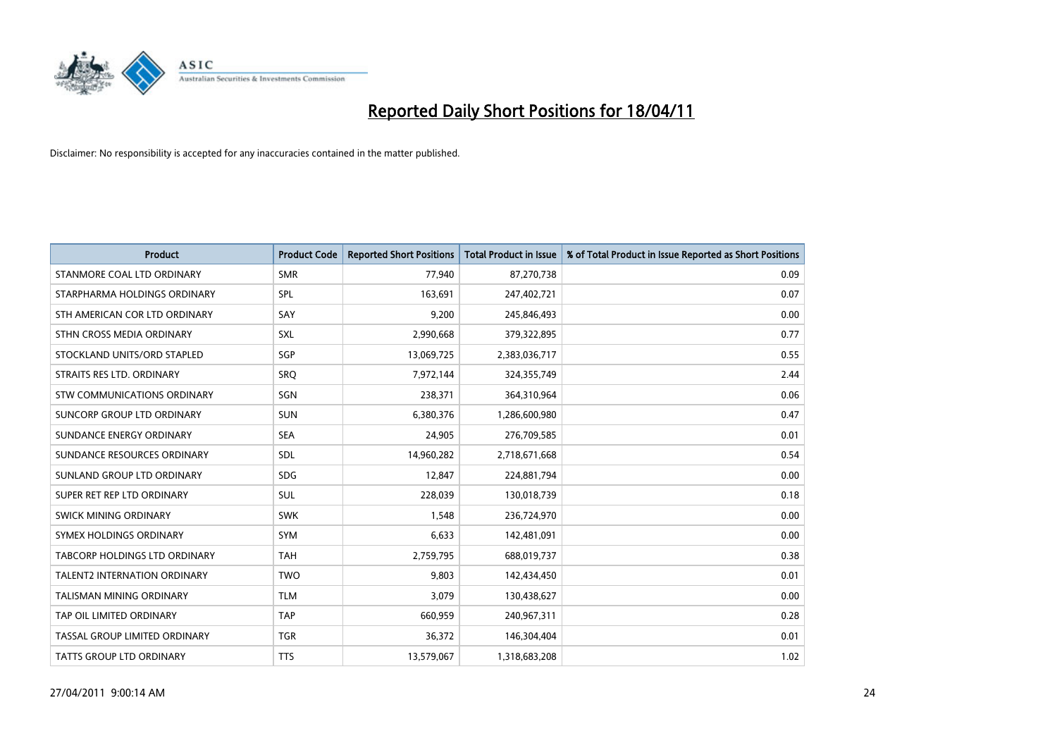# Reported Daily Short Positions for 18/04/11

Disclaimer: No responsibility is accepted for any inaccuracies contained in the matter published.

| Product | Product Code | Reported Short Positions | Total Product in Issue | % of Total Product in Issue Reported as Short Positions |
|---|---|---|---|---|
| STANMORE COAL LTD ORDINARY | SMR | 77,940 | 87,270,738 | 0.09 |
| STARPHARMA HOLDINGS ORDINARY | SPL | 163,691 | 247,402,721 | 0.07 |
| STH AMERICAN COR LTD ORDINARY | SAY | 9,200 | 245,846,493 | 0.00 |
| STHN CROSS MEDIA ORDINARY | SXL | 2,990,668 | 379,322,895 | 0.77 |
| STOCKLAND UNITS/ORD STAPLED | SGP | 13,069,725 | 2,383,036,717 | 0.55 |
| STRAITS RES LTD. ORDINARY | SRQ | 7,972,144 | 324,355,749 | 2.44 |
| STW COMMUNICATIONS ORDINARY | SGN | 238,371 | 364,310,964 | 0.06 |
| SUNCORP GROUP LTD ORDINARY | SUN | 6,380,376 | 1,286,600,980 | 0.47 |
| SUNDANCE ENERGY ORDINARY | SEA | 24,905 | 276,709,585 | 0.01 |
| SUNDANCE RESOURCES ORDINARY | SDL | 14,960,282 | 2,718,671,668 | 0.54 |
| SUNLAND GROUP LTD ORDINARY | SDG | 12,847 | 224,881,794 | 0.00 |
| SUPER RET REP LTD ORDINARY | SUL | 228,039 | 130,018,739 | 0.18 |
| SWICK MINING ORDINARY | SWK | 1,548 | 236,724,970 | 0.00 |
| SYMEX HOLDINGS ORDINARY | SYM | 6,633 | 142,481,091 | 0.00 |
| TABCORP HOLDINGS LTD ORDINARY | TAH | 2,759,795 | 688,019,737 | 0.38 |
| TALENT2 INTERNATION ORDINARY | TWO | 9,803 | 142,434,450 | 0.01 |
| TALISMAN MINING ORDINARY | TLM | 3,079 | 130,438,627 | 0.00 |
| TAP OIL LIMITED ORDINARY | TAP | 660,959 | 240,967,311 | 0.28 |
| TASSAL GROUP LIMITED ORDINARY | TGR | 36,372 | 146,304,404 | 0.01 |
| TATTS GROUP LTD ORDINARY | TTS | 13,579,067 | 1,318,683,208 | 1.02 |

27/04/2011 9:00:14 AM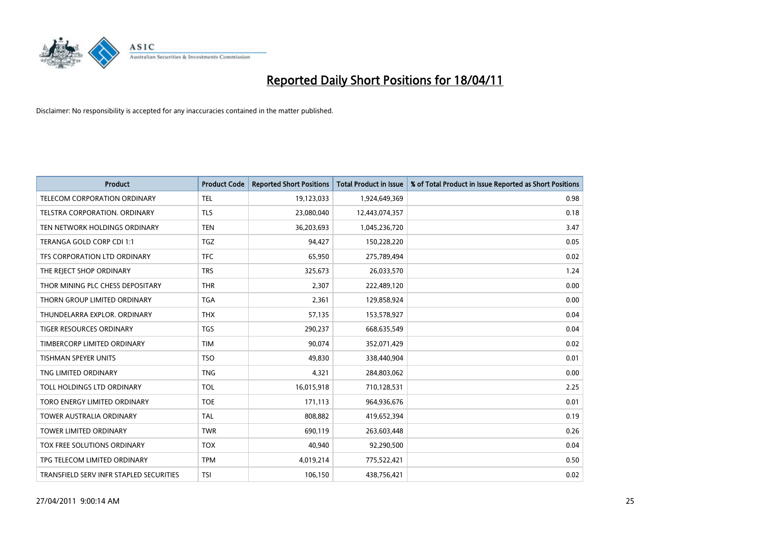# Reported Daily Short Positions for 18/04/11

Disclaimer: No responsibility is accepted for any inaccuracies contained in the matter published.

| Product | Product Code | Reported Short Positions | Total Product in Issue | % of Total Product in Issue Reported as Short Positions |
| --- | --- | --- | --- | --- |
| TELECOM CORPORATION ORDINARY | TEL | 19,123,033 | 1,924,649,369 | 0.98 |
| TELSTRA CORPORATION. ORDINARY | TLS | 23,080,040 | 12,443,074,357 | 0.18 |
| TEN NETWORK HOLDINGS ORDINARY | TEN | 36,203,693 | 1,045,236,720 | 3.47 |
| TERANGA GOLD CORP CDI 1:1 | TGZ | 94,427 | 150,228,220 | 0.05 |
| TFS CORPORATION LTD ORDINARY | TFC | 65,950 | 275,789,494 | 0.02 |
| THE REJECT SHOP ORDINARY | TRS | 325,673 | 26,033,570 | 1.24 |
| THOR MINING PLC CHESS DEPOSITARY | THR | 2,307 | 222,489,120 | 0.00 |
| THORN GROUP LIMITED ORDINARY | TGA | 2,361 | 129,858,924 | 0.00 |
| THUNDELARRA EXPLOR. ORDINARY | THX | 57,135 | 153,578,927 | 0.04 |
| TIGER RESOURCES ORDINARY | TGS | 290,237 | 668,635,549 | 0.04 |
| TIMBERCORP LIMITED ORDINARY | TIM | 90,074 | 352,071,429 | 0.02 |
| TISHMAN SPEYER UNITS | TSO | 49,830 | 338,440,904 | 0.01 |
| TNG LIMITED ORDINARY | TNG | 4,321 | 284,803,062 | 0.00 |
| TOLL HOLDINGS LTD ORDINARY | TOL | 16,015,918 | 710,128,531 | 2.25 |
| TORO ENERGY LIMITED ORDINARY | TOE | 171,113 | 964,936,676 | 0.01 |
| TOWER AUSTRALIA ORDINARY | TAL | 808,882 | 419,652,394 | 0.19 |
| TOWER LIMITED ORDINARY | TWR | 690,119 | 263,603,448 | 0.26 |
| TOX FREE SOLUTIONS ORDINARY | TOX | 40,940 | 92,290,500 | 0.04 |
| TPG TELECOM LIMITED ORDINARY | TPM | 4,019,214 | 775,522,421 | 0.50 |
| TRANSFIELD SERV INFR STAPLED SECURITIES | TSI | 106,150 | 438,756,421 | 0.02 |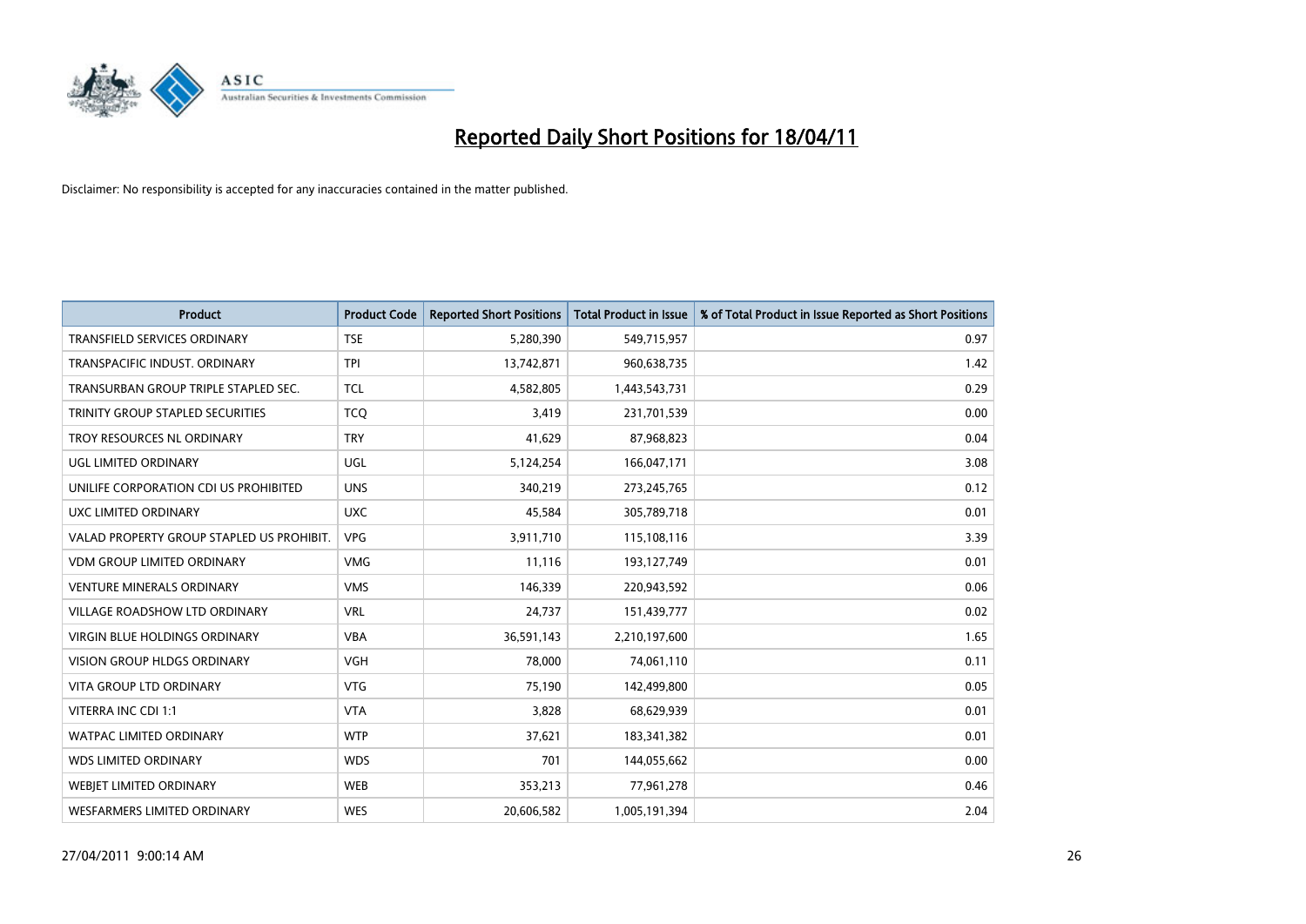# Reported Daily Short Positions for 18/04/11

Disclaimer: No responsibility is accepted for any inaccuracies contained in the matter published.

| Product | Product Code | Reported Short Positions | Total Product in Issue | % of Total Product in Issue Reported as Short Positions |
|---|---|---|---|---|
| TRANSFIELD SERVICES ORDINARY | TSE | 5,280,390 | 549,715,957 | 0.97 |
| TRANSPACIFIC INDUST. ORDINARY | TPI | 13,742,871 | 960,638,735 | 1.42 |
| TRANSURBAN GROUP TRIPLE STAPLED SEC. | TCL | 4,582,805 | 1,443,543,731 | 0.29 |
| TRINITY GROUP STAPLED SECURITIES | TCQ | 3,419 | 231,701,539 | 0.00 |
| TROY RESOURCES NL ORDINARY | TRY | 41,629 | 87,968,823 | 0.04 |
| UGL LIMITED ORDINARY | UGL | 5,124,254 | 166,047,171 | 3.08 |
| UNILIFE CORPORATION CDI US PROHIBITED | UNS | 340,219 | 273,245,765 | 0.12 |
| UXC LIMITED ORDINARY | UXC | 45,584 | 305,789,718 | 0.01 |
| VALAD PROPERTY GROUP STAPLED US PROHIBIT. | VPG | 3,911,710 | 115,108,116 | 3.39 |
| VDM GROUP LIMITED ORDINARY | VMG | 11,116 | 193,127,749 | 0.01 |
| VENTURE MINERALS ORDINARY | VMS | 146,339 | 220,943,592 | 0.06 |
| VILLAGE ROADSHOW LTD ORDINARY | VRL | 24,737 | 151,439,777 | 0.02 |
| VIRGIN BLUE HOLDINGS ORDINARY | VBA | 36,591,143 | 2,210,197,600 | 1.65 |
| VISION GROUP HLDGS ORDINARY | VGH | 78,000 | 74,061,110 | 0.11 |
| VITA GROUP LTD ORDINARY | VTG | 75,190 | 142,499,800 | 0.05 |
| VITERRA INC CDI 1:1 | VTA | 3,828 | 68,629,939 | 0.01 |
| WATPAC LIMITED ORDINARY | WTP | 37,621 | 183,341,382 | 0.01 |
| WDS LIMITED ORDINARY | WDS | 701 | 144,055,662 | 0.00 |
| WEBJET LIMITED ORDINARY | WEB | 353,213 | 77,961,278 | 0.46 |
| WESFARMERS LIMITED ORDINARY | WES | 20,606,582 | 1,005,191,394 | 2.04 |

27/04/2011 9:00:14 AM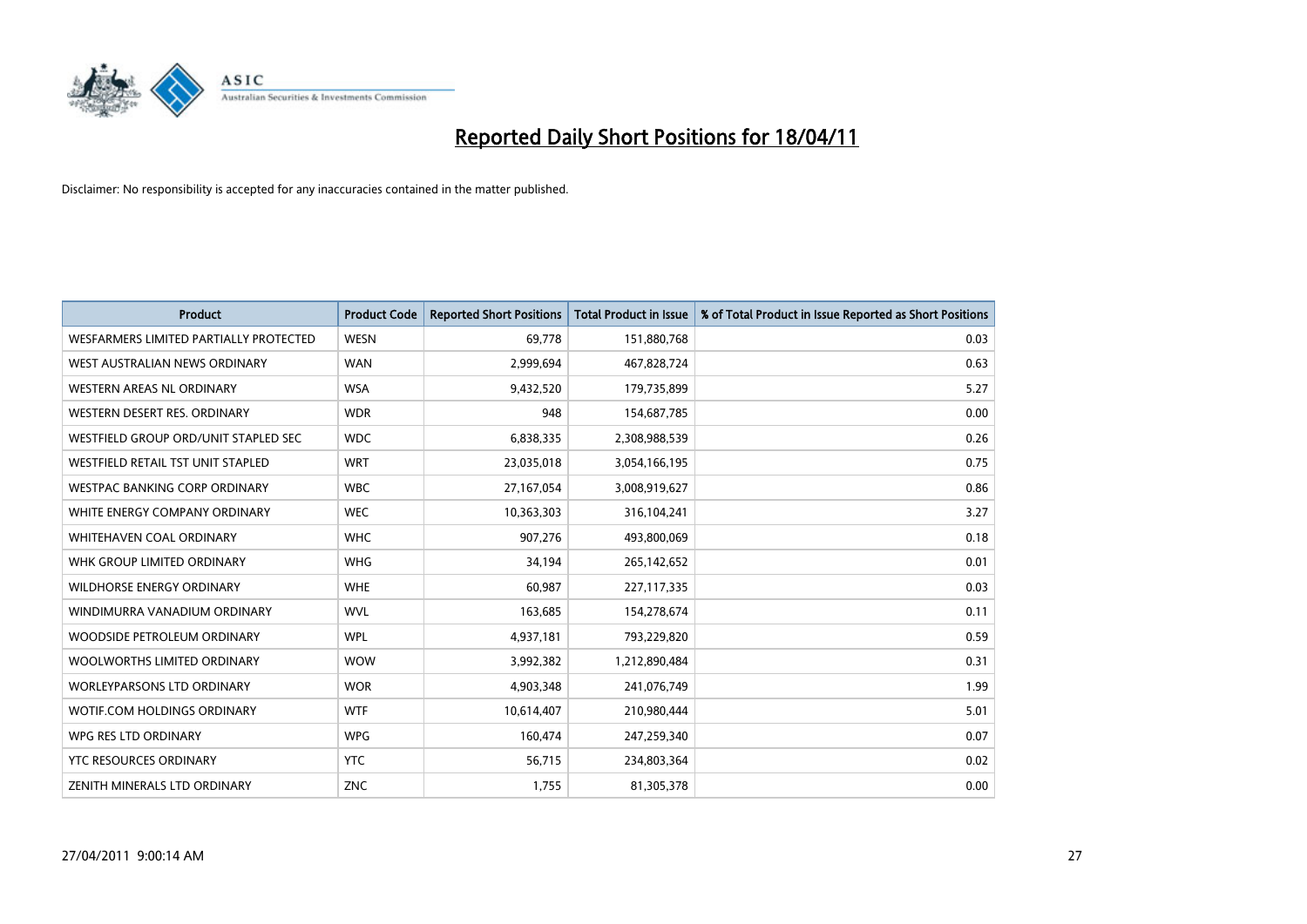# Reported Daily Short Positions for 18/04/11

Disclaimer: No responsibility is accepted for any inaccuracies contained in the matter published.

| Product | Product Code | Reported Short Positions | Total Product in Issue | % of Total Product in Issue Reported as Short Positions |
|---|---|---|---|---|
| WESFARMERS LIMITED PARTIALLY PROTECTED | WESN | 69,778 | 151,880,768 | 0.03 |
| WEST AUSTRALIAN NEWS ORDINARY | WAN | 2,999,694 | 467,828,724 | 0.63 |
| WESTERN AREAS NL ORDINARY | WSA | 9,432,520 | 179,735,899 | 5.27 |
| WESTERN DESERT RES. ORDINARY | WDR | 948 | 154,687,785 | 0.00 |
| WESTFIELD GROUP ORD/UNIT STAPLED SEC | WDC | 6,838,335 | 2,308,988,539 | 0.26 |
| WESTFIELD RETAIL TST UNIT STAPLED | WRT | 23,035,018 | 3,054,166,195 | 0.75 |
| WESTPAC BANKING CORP ORDINARY | WBC | 27,167,054 | 3,008,919,627 | 0.86 |
| WHITE ENERGY COMPANY ORDINARY | WEC | 10,363,303 | 316,104,241 | 3.27 |
| WHITEHAVEN COAL ORDINARY | WHC | 907,276 | 493,800,069 | 0.18 |
| WHK GROUP LIMITED ORDINARY | WHG | 34,194 | 265,142,652 | 0.01 |
| WILDHORSE ENERGY ORDINARY | WHE | 60,987 | 227,117,335 | 0.03 |
| WINDIMURRA VANADIUM ORDINARY | WVL | 163,685 | 154,278,674 | 0.11 |
| WOODSIDE PETROLEUM ORDINARY | WPL | 4,937,181 | 793,229,820 | 0.59 |
| WOOLWORTHS LIMITED ORDINARY | WOW | 3,992,382 | 1,212,890,484 | 0.31 |
| WORLEYPARSONS LTD ORDINARY | WOR | 4,903,348 | 241,076,749 | 1.99 |
| WOTIF.COM HOLDINGS ORDINARY | WTF | 10,614,407 | 210,980,444 | 5.01 |
| WPG RES LTD ORDINARY | WPG | 160,474 | 247,259,340 | 0.07 |
| YTC RESOURCES ORDINARY | YTC | 56,715 | 234,803,364 | 0.02 |
| ZENITH MINERALS LTD ORDINARY | ZNC | 1,755 | 81,305,378 | 0.00 |